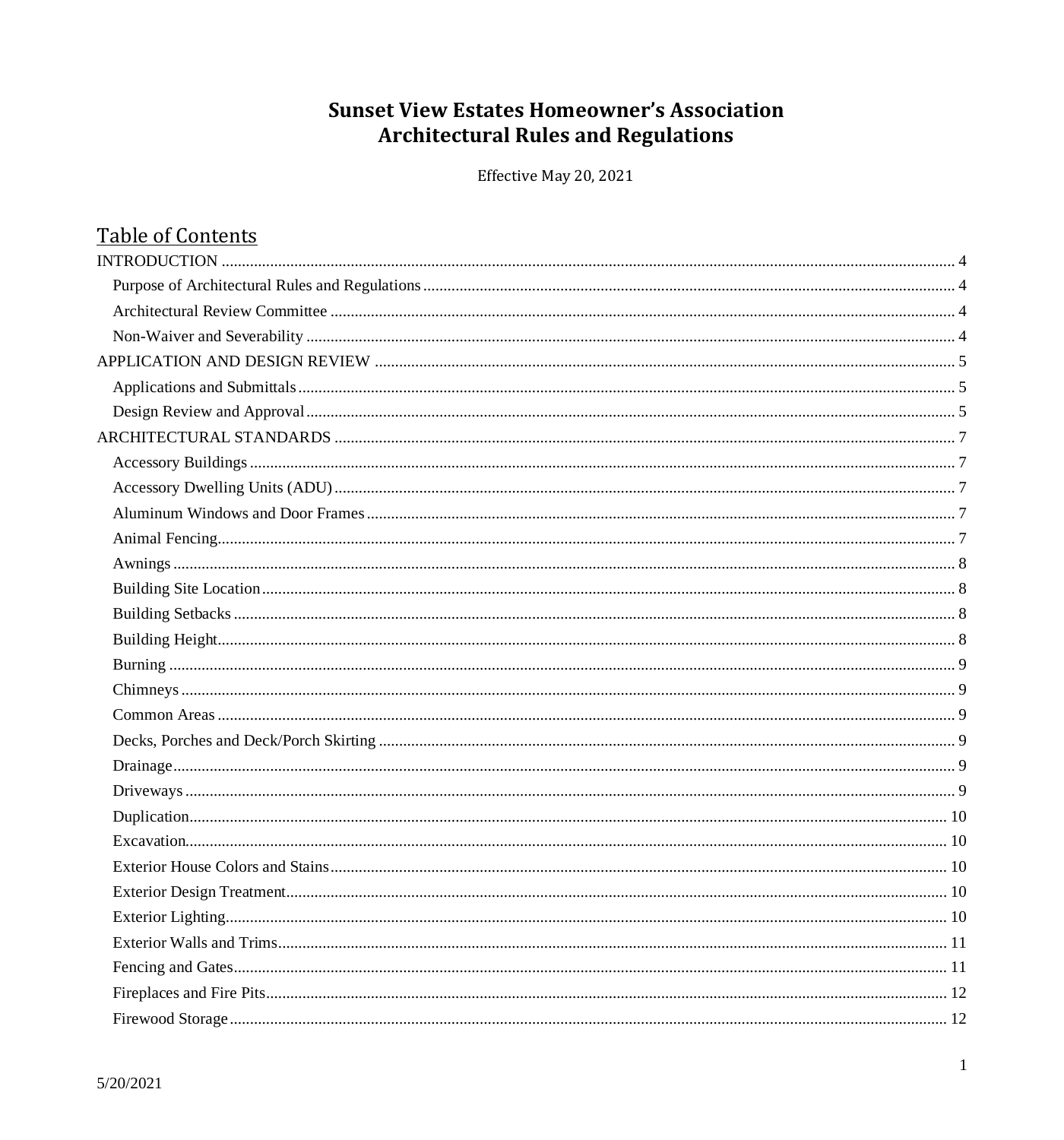# Sunset View Estates Homeowner's Association
# Architectural Rules and Regulations

Effective May 20, 2021

## Table of Contents

INTRODUCTION .......... 4
- Purpose of Architectural Rules and Regulations .......... 4
- Architectural Review Committee .......... 4
- Non-Waiver and Severability .......... 4

APPLICATION AND DESIGN REVIEW .......... 5
- Applications and Submittals .......... 5
- Design Review and Approval .......... 5

ARCHITECTURAL STANDARDS .......... 7
- Accessory Buildings .......... 7
- Accessory Dwelling Units (ADU) .......... 7
- Aluminum Windows and Door Frames .......... 7
- Animal Fencing .......... 7
- Awnings .......... 8
- Building Site Location .......... 8
- Building Setbacks .......... 8
- Building Height .......... 8
- Burning .......... 9
- Chimneys .......... 9
- Common Areas .......... 9
- Decks, Porches and Deck/Porch Skirting .......... 9
- Drainage .......... 9
- Driveways .......... 9
- Duplication .......... 10
- Excavation .......... 10
- Exterior House Colors and Stains .......... 10
- Exterior Design Treatment .......... 10
- Exterior Lighting .......... 10
- Exterior Walls and Trims .......... 11
- Fencing and Gates .......... 11
- Fireplaces and Fire Pits .......... 12
- Firewood Storage .......... 12

5/20/2021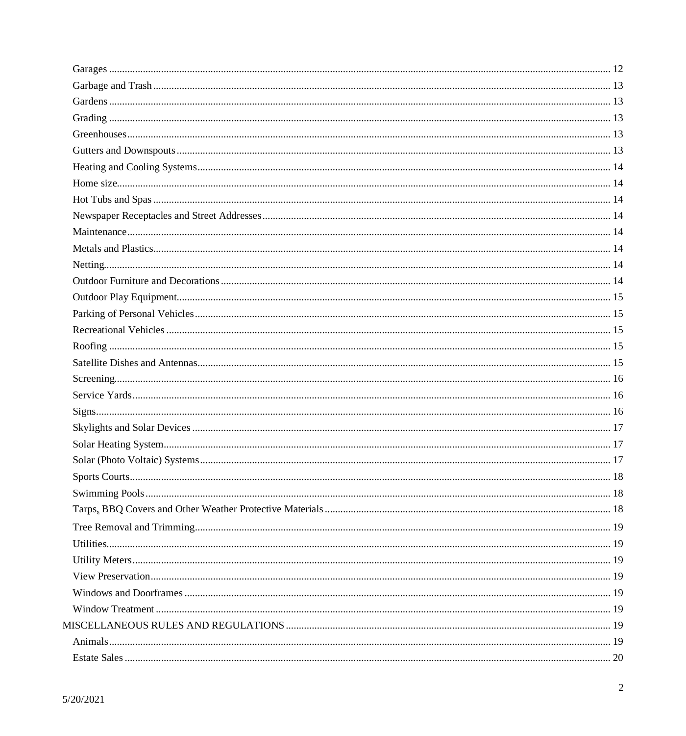Garages ........................................................................................................................................ 12
Garbage and Trash ........................................................................................................................ 13
Gardens ........................................................................................................................................ 13
Grading ........................................................................................................................................ 13
Greenhouses ................................................................................................................................. 13
Gutters and Downspouts ................................................................................................................ 13
Heating and Cooling Systems ......................................................................................................... 14
Home size ..................................................................................................................................... 14
Hot Tubs and Spas ........................................................................................................................ 14
Newspaper Receptacles and Street Addresses ................................................................................. 14
Maintenance ................................................................................................................................. 14
Metals and Plastics ........................................................................................................................ 14
Netting .......................................................................................................................................... 14
Outdoor Furniture and Decorations ................................................................................................ 14
Outdoor Play Equipment ................................................................................................................ 15
Parking of Personal Vehicles .......................................................................................................... 15
Recreational Vehicles .................................................................................................................... 15
Roofing ......................................................................................................................................... 15
Satellite Dishes and Antennas ........................................................................................................ 15
Screening ...................................................................................................................................... 16
Service Yards ................................................................................................................................ 16
Signs ............................................................................................................................................. 16
Skylights and Solar Devices .......................................................................................................... 17
Solar Heating System .................................................................................................................... 17
Solar (Photo Voltaic) Systems ........................................................................................................ 17
Sports Courts ................................................................................................................................ 18
Swimming Pools ........................................................................................................................... 18
Tarps, BBQ Covers and Other Weather Protective Materials ............................................................ 18
Tree Removal and Trimming .......................................................................................................... 19
Utilities ......................................................................................................................................... 19
Utility Meters ................................................................................................................................ 19
View Preservation ......................................................................................................................... 19
Windows and Doorframes ............................................................................................................. 19
Window Treatment ........................................................................................................................ 19

MISCELLANEOUS RULES AND REGULATIONS ........................................................................ 19

Animals ........................................................................................................................................ 19
Estate Sales .................................................................................................................................. 20

5/20/2021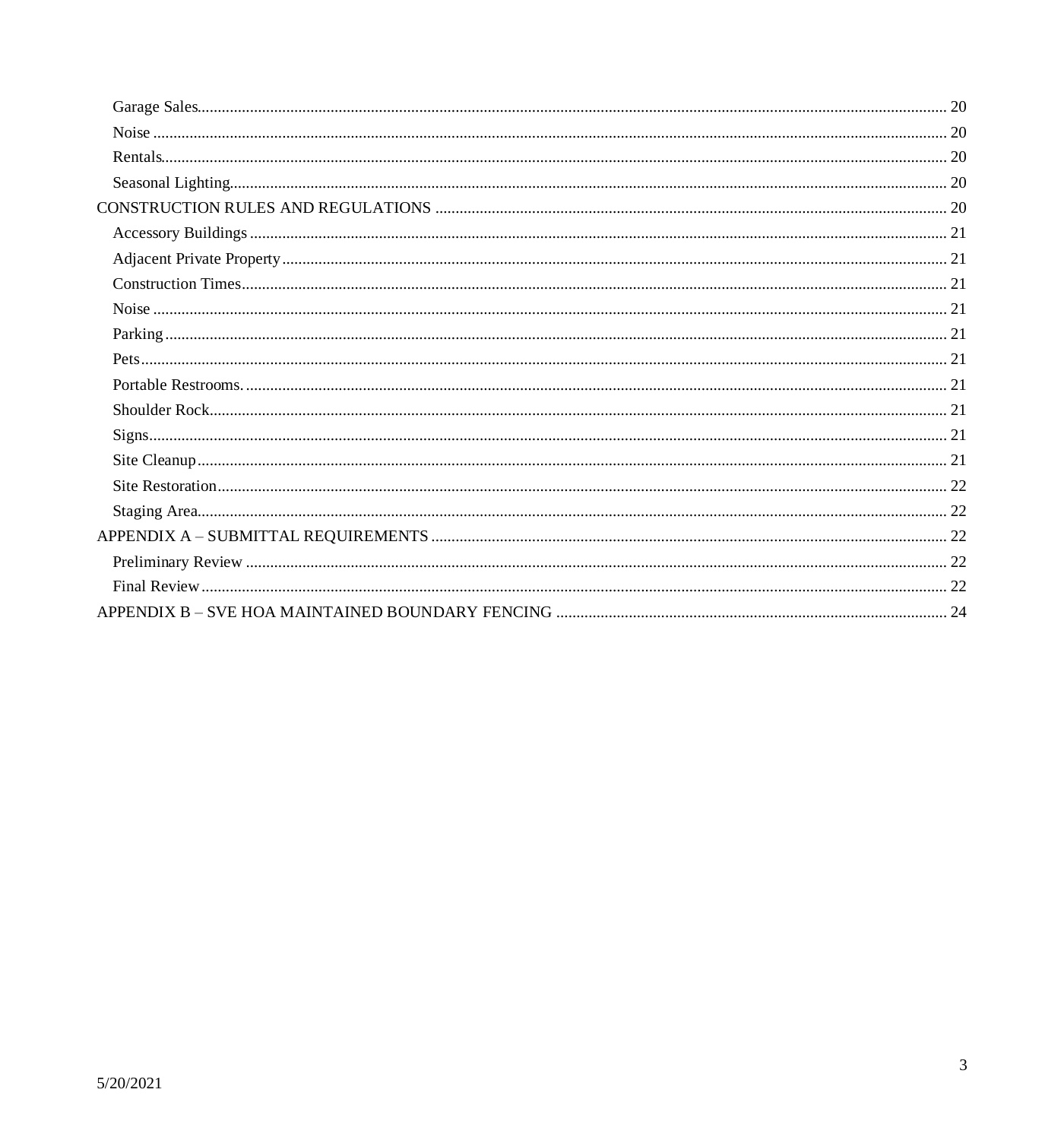Garage Sales ..... 20
Noise ..... 20
Rentals ..... 20
Seasonal Lighting ..... 20
CONSTRUCTION RULES AND REGULATIONS ..... 20
Accessory Buildings ..... 21
Adjacent Private Property ..... 21
Construction Times ..... 21
Noise ..... 21
Parking ..... 21
Pets ..... 21
Portable Restrooms. ..... 21
Shoulder Rock ..... 21
Signs ..... 21
Site Cleanup ..... 21
Site Restoration ..... 22
Staging Area ..... 22
APPENDIX A – SUBMITTAL REQUIREMENTS ..... 22
Preliminary Review ..... 22
Final Review ..... 22
APPENDIX B – SVE HOA MAINTAINED BOUNDARY FENCING ..... 24

5/20/2021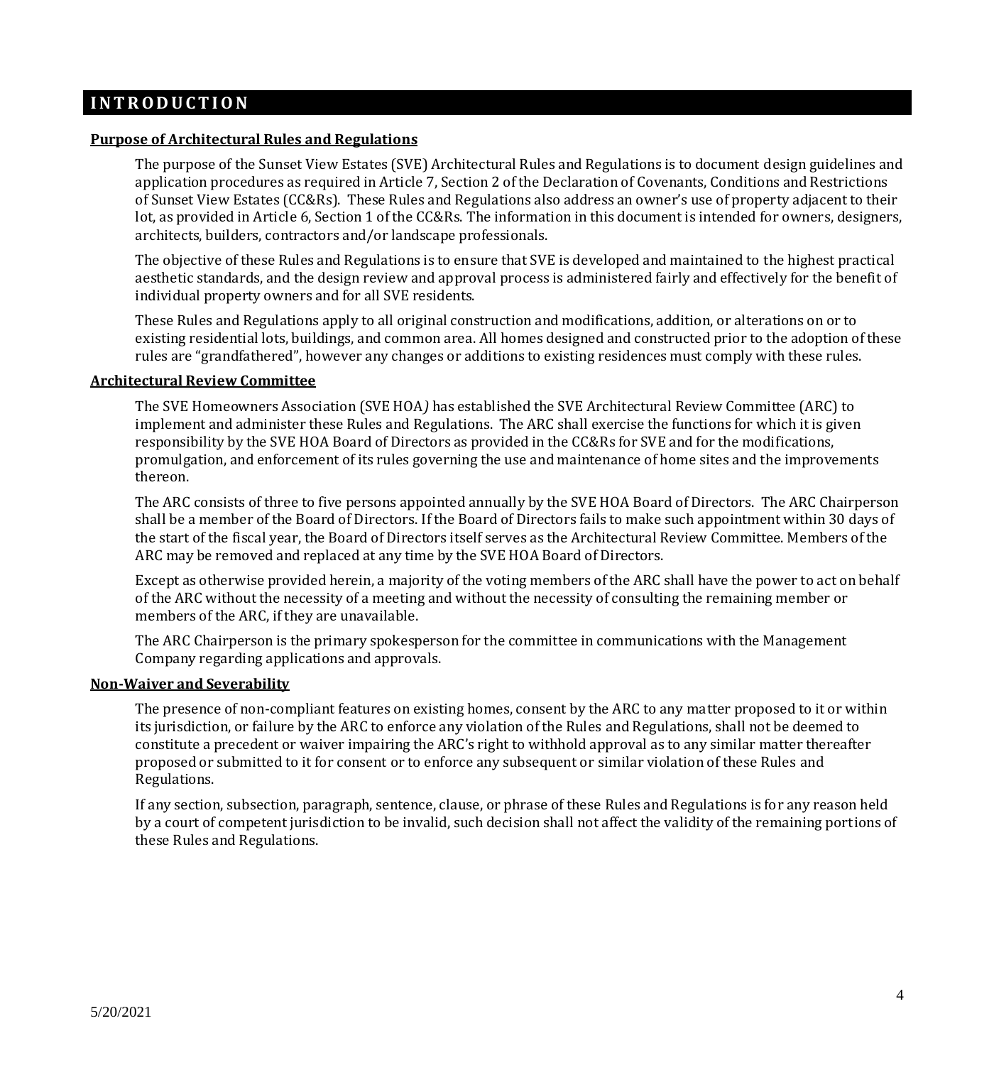# INTRODUCTION

## Purpose of Architectural Rules and Regulations

The purpose of the Sunset View Estates (SVE) Architectural Rules and Regulations is to document design guidelines and application procedures as required in Article 7, Section 2 of the Declaration of Covenants, Conditions and Restrictions of Sunset View Estates (CC&Rs). These Rules and Regulations also address an owner's use of property adjacent to their lot, as provided in Article 6, Section 1 of the CC&Rs. The information in this document is intended for owners, designers, architects, builders, contractors and/or landscape professionals.

The objective of these Rules and Regulations is to ensure that SVE is developed and maintained to the highest practical aesthetic standards, and the design review and approval process is administered fairly and effectively for the benefit of individual property owners and for all SVE residents.

These Rules and Regulations apply to all original construction and modifications, addition, or alterations on or to existing residential lots, buildings, and common area. All homes designed and constructed prior to the adoption of these rules are "grandfathered", however any changes or additions to existing residences must comply with these rules.

## Architectural Review Committee

The SVE Homeowners Association (SVE HOA*)* has established the SVE Architectural Review Committee (ARC) to implement and administer these Rules and Regulations. The ARC shall exercise the functions for which it is given responsibility by the SVE HOA Board of Directors as provided in the CC&Rs for SVE and for the modifications, promulgation, and enforcement of its rules governing the use and maintenance of home sites and the improvements thereon.

The ARC consists of three to five persons appointed annually by the SVE HOA Board of Directors. The ARC Chairperson shall be a member of the Board of Directors. If the Board of Directors fails to make such appointment within 30 days of the start of the fiscal year, the Board of Directors itself serves as the Architectural Review Committee. Members of the ARC may be removed and replaced at any time by the SVE HOA Board of Directors.

Except as otherwise provided herein, a majority of the voting members of the ARC shall have the power to act on behalf of the ARC without the necessity of a meeting and without the necessity of consulting the remaining member or members of the ARC, if they are unavailable.

The ARC Chairperson is the primary spokesperson for the committee in communications with the Management Company regarding applications and approvals.

## Non-Waiver and Severability

The presence of non-compliant features on existing homes, consent by the ARC to any matter proposed to it or within its jurisdiction, or failure by the ARC to enforce any violation of the Rules and Regulations, shall not be deemed to constitute a precedent or waiver impairing the ARC's right to withhold approval as to any similar matter thereafter proposed or submitted to it for consent or to enforce any subsequent or similar violation of these Rules and Regulations.

If any section, subsection, paragraph, sentence, clause, or phrase of these Rules and Regulations is for any reason held by a court of competent jurisdiction to be invalid, such decision shall not affect the validity of the remaining portions of these Rules and Regulations.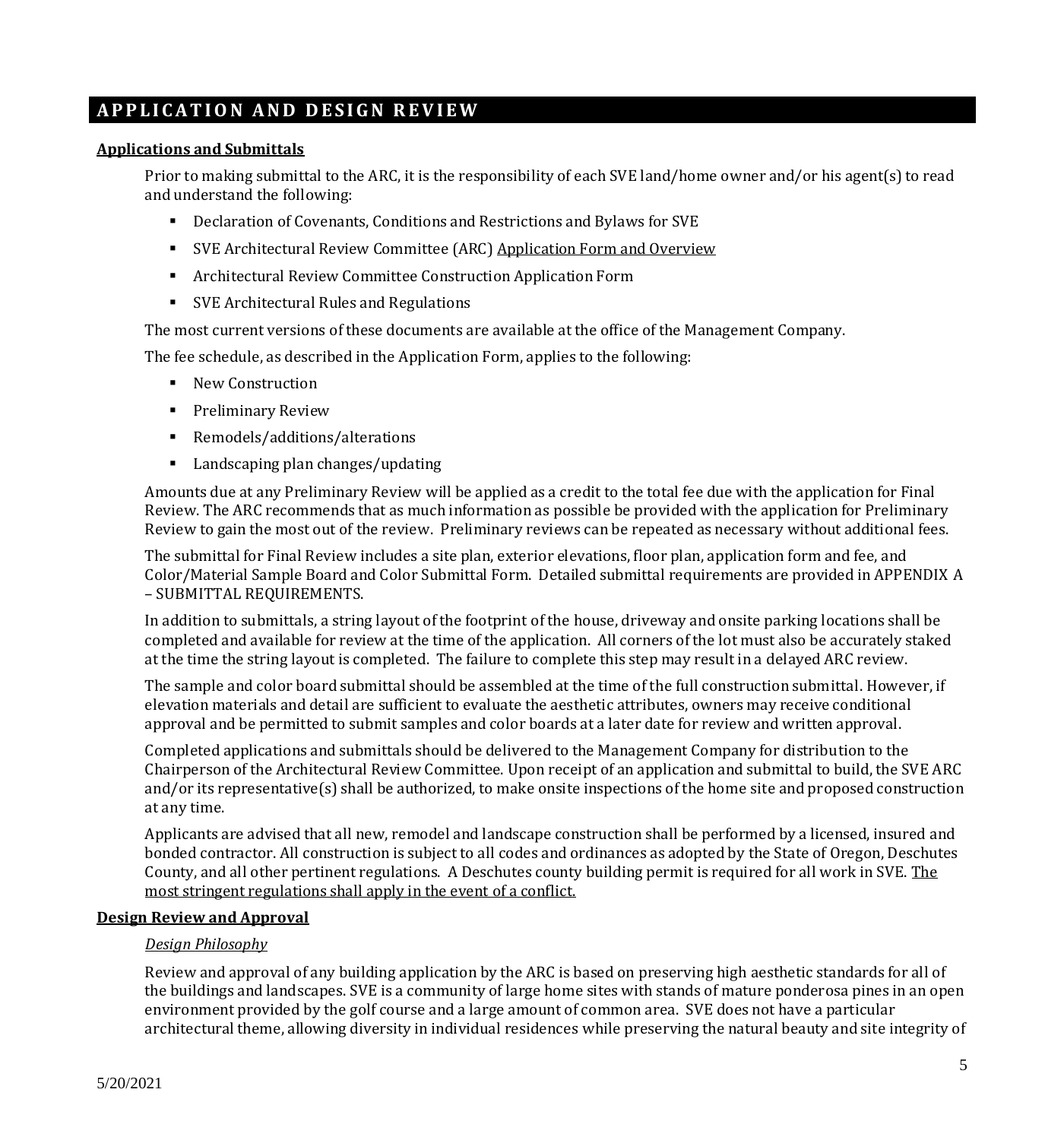# APPLICATION AND DESIGN REVIEW

## Applications and Submittals

Prior to making submittal to the ARC, it is the responsibility of each SVE land/home owner and/or his agent(s) to read and understand the following:

- Declaration of Covenants, Conditions and Restrictions and Bylaws for SVE
- SVE Architectural Review Committee (ARC) Application Form and Overview
- Architectural Review Committee Construction Application Form
- SVE Architectural Rules and Regulations

The most current versions of these documents are available at the office of the Management Company.

The fee schedule, as described in the Application Form, applies to the following:

- New Construction
- Preliminary Review
- Remodels/additions/alterations
- Landscaping plan changes/updating

Amounts due at any Preliminary Review will be applied as a credit to the total fee due with the application for Final Review. The ARC recommends that as much information as possible be provided with the application for Preliminary Review to gain the most out of the review. Preliminary reviews can be repeated as necessary without additional fees.

The submittal for Final Review includes a site plan, exterior elevations, floor plan, application form and fee, and Color/Material Sample Board and Color Submittal Form. Detailed submittal requirements are provided in APPENDIX A – SUBMITTAL REQUIREMENTS.

In addition to submittals, a string layout of the footprint of the house, driveway and onsite parking locations shall be completed and available for review at the time of the application. All corners of the lot must also be accurately staked at the time the string layout is completed. The failure to complete this step may result in a delayed ARC review.

The sample and color board submittal should be assembled at the time of the full construction submittal. However, if elevation materials and detail are sufficient to evaluate the aesthetic attributes, owners may receive conditional approval and be permitted to submit samples and color boards at a later date for review and written approval.

Completed applications and submittals should be delivered to the Management Company for distribution to the Chairperson of the Architectural Review Committee. Upon receipt of an application and submittal to build, the SVE ARC and/or its representative(s) shall be authorized, to make onsite inspections of the home site and proposed construction at any time.

Applicants are advised that all new, remodel and landscape construction shall be performed by a licensed, insured and bonded contractor. All construction is subject to all codes and ordinances as adopted by the State of Oregon, Deschutes County, and all other pertinent regulations. A Deschutes county building permit is required for all work in SVE. The most stringent regulations shall apply in the event of a conflict.

## Design Review and Approval

### *Design Philosophy*

Review and approval of any building application by the ARC is based on preserving high aesthetic standards for all of the buildings and landscapes. SVE is a community of large home sites with stands of mature ponderosa pines in an open environment provided by the golf course and a large amount of common area. SVE does not have a particular architectural theme, allowing diversity in individual residences while preserving the natural beauty and site integrity of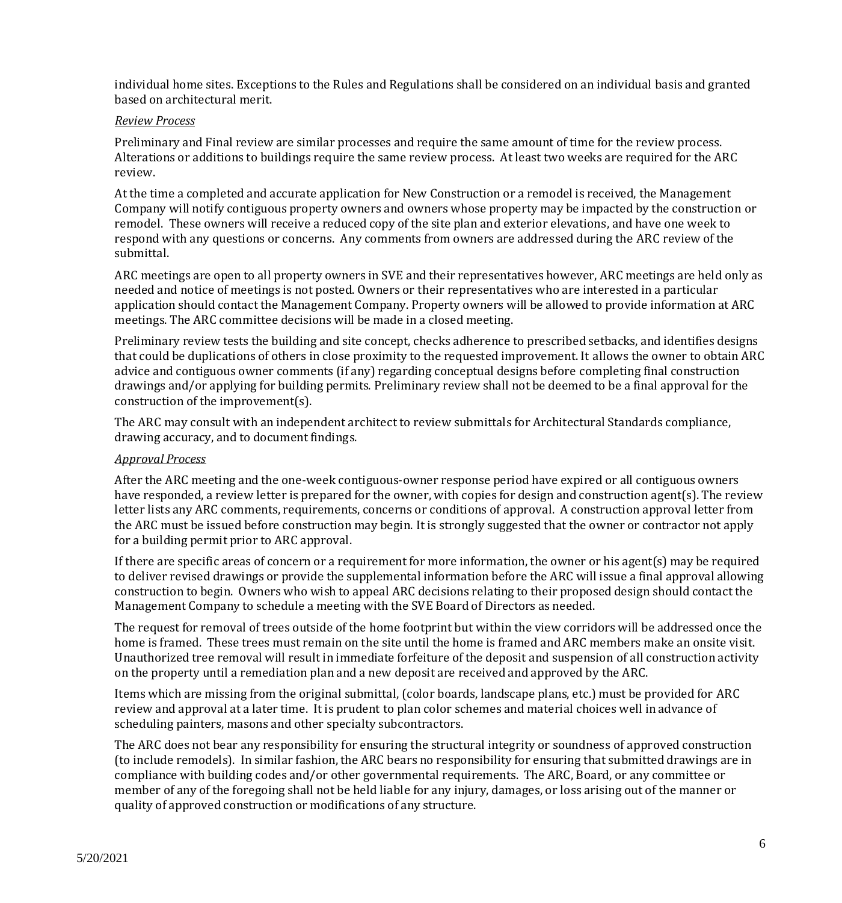individual home sites. Exceptions to the Rules and Regulations shall be considered on an individual basis and granted based on architectural merit.

*Review Process*

Preliminary and Final review are similar processes and require the same amount of time for the review process. Alterations or additions to buildings require the same review process. At least two weeks are required for the ARC review.

At the time a completed and accurate application for New Construction or a remodel is received, the Management Company will notify contiguous property owners and owners whose property may be impacted by the construction or remodel. These owners will receive a reduced copy of the site plan and exterior elevations, and have one week to respond with any questions or concerns. Any comments from owners are addressed during the ARC review of the submittal.

ARC meetings are open to all property owners in SVE and their representatives however, ARC meetings are held only as needed and notice of meetings is not posted. Owners or their representatives who are interested in a particular application should contact the Management Company. Property owners will be allowed to provide information at ARC meetings. The ARC committee decisions will be made in a closed meeting.

Preliminary review tests the building and site concept, checks adherence to prescribed setbacks, and identifies designs that could be duplications of others in close proximity to the requested improvement. It allows the owner to obtain ARC advice and contiguous owner comments (if any) regarding conceptual designs before completing final construction drawings and/or applying for building permits. Preliminary review shall not be deemed to be a final approval for the construction of the improvement(s).

The ARC may consult with an independent architect to review submittals for Architectural Standards compliance, drawing accuracy, and to document findings.

*Approval Process*

After the ARC meeting and the one-week contiguous-owner response period have expired or all contiguous owners have responded, a review letter is prepared for the owner, with copies for design and construction agent(s). The review letter lists any ARC comments, requirements, concerns or conditions of approval. A construction approval letter from the ARC must be issued before construction may begin. It is strongly suggested that the owner or contractor not apply for a building permit prior to ARC approval.

If there are specific areas of concern or a requirement for more information, the owner or his agent(s) may be required to deliver revised drawings or provide the supplemental information before the ARC will issue a final approval allowing construction to begin. Owners who wish to appeal ARC decisions relating to their proposed design should contact the Management Company to schedule a meeting with the SVE Board of Directors as needed.

The request for removal of trees outside of the home footprint but within the view corridors will be addressed once the home is framed. These trees must remain on the site until the home is framed and ARC members make an onsite visit. Unauthorized tree removal will result in immediate forfeiture of the deposit and suspension of all construction activity on the property until a remediation plan and a new deposit are received and approved by the ARC.

Items which are missing from the original submittal, (color boards, landscape plans, etc.) must be provided for ARC review and approval at a later time. It is prudent to plan color schemes and material choices well in advance of scheduling painters, masons and other specialty subcontractors.

The ARC does not bear any responsibility for ensuring the structural integrity or soundness of approved construction (to include remodels). In similar fashion, the ARC bears no responsibility for ensuring that submitted drawings are in compliance with building codes and/or other governmental requirements. The ARC, Board, or any committee or member of any of the foregoing shall not be held liable for any injury, damages, or loss arising out of the manner or quality of approved construction or modifications of any structure.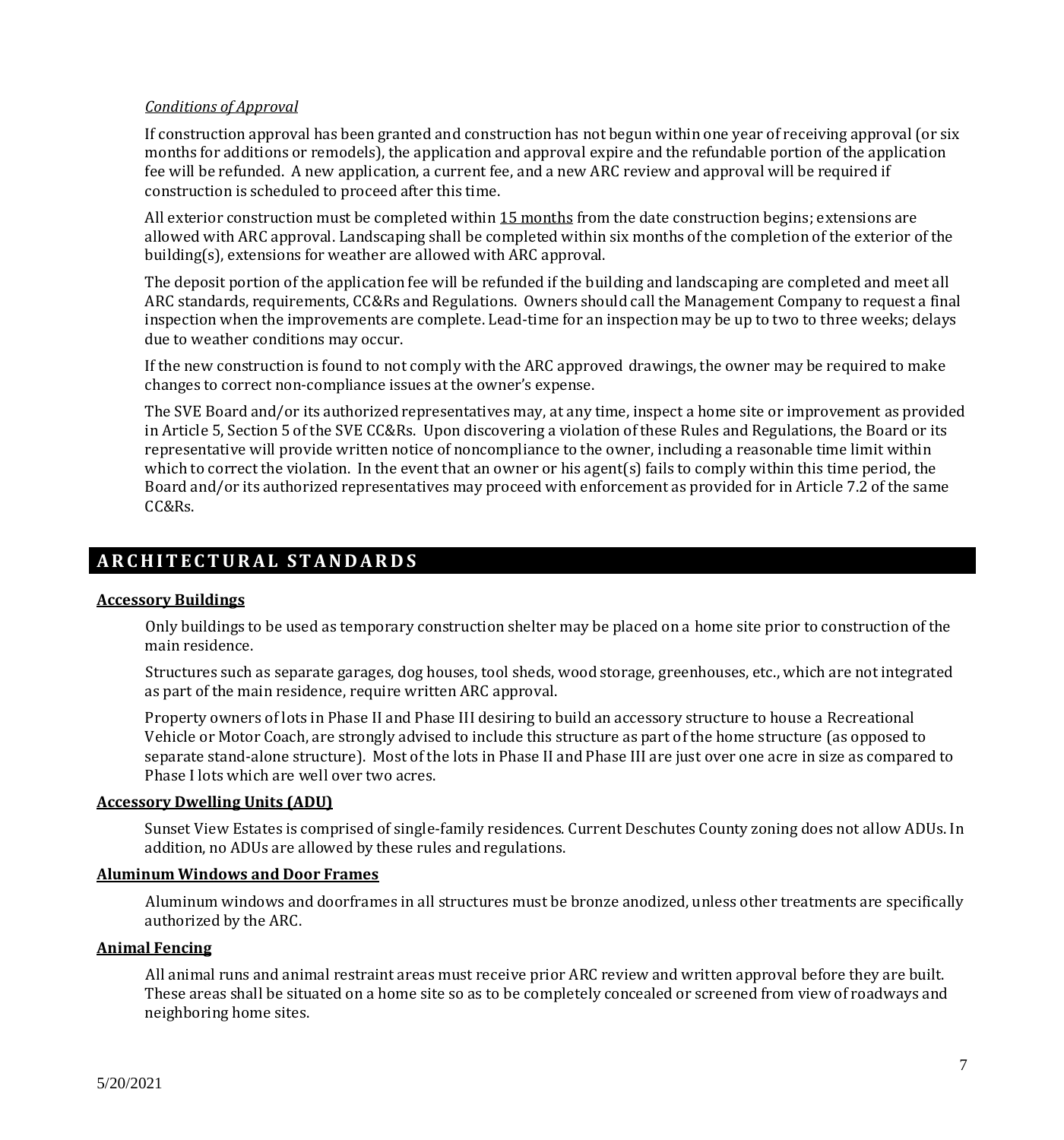*Conditions of Approval*

If construction approval has been granted and construction has not begun within one year of receiving approval (or six months for additions or remodels), the application and approval expire and the refundable portion of the application fee will be refunded. A new application, a current fee, and a new ARC review and approval will be required if construction is scheduled to proceed after this time.

All exterior construction must be completed within <u>15 months</u> from the date construction begins; extensions are allowed with ARC approval. Landscaping shall be completed within six months of the completion of the exterior of the building(s), extensions for weather are allowed with ARC approval.

The deposit portion of the application fee will be refunded if the building and landscaping are completed and meet all ARC standards, requirements, CC&Rs and Regulations. Owners should call the Management Company to request a final inspection when the improvements are complete. Lead-time for an inspection may be up to two to three weeks; delays due to weather conditions may occur.

If the new construction is found to not comply with the ARC approved drawings, the owner may be required to make changes to correct non-compliance issues at the owner's expense.

The SVE Board and/or its authorized representatives may, at any time, inspect a home site or improvement as provided in Article 5, Section 5 of the SVE CC&Rs. Upon discovering a violation of these Rules and Regulations, the Board or its representative will provide written notice of noncompliance to the owner, including a reasonable time limit within which to correct the violation. In the event that an owner or his agent(s) fails to comply within this time period, the Board and/or its authorized representatives may proceed with enforcement as provided for in Article 7.2 of the same CC&Rs.

## ARCHITECTURAL STANDARDS

### Accessory Buildings

Only buildings to be used as temporary construction shelter may be placed on a home site prior to construction of the main residence.

Structures such as separate garages, dog houses, tool sheds, wood storage, greenhouses, etc., which are not integrated as part of the main residence, require written ARC approval.

Property owners of lots in Phase II and Phase III desiring to build an accessory structure to house a Recreational Vehicle or Motor Coach, are strongly advised to include this structure as part of the home structure (as opposed to separate stand-alone structure). Most of the lots in Phase II and Phase III are just over one acre in size as compared to Phase I lots which are well over two acres.

### Accessory Dwelling Units (ADU)

Sunset View Estates is comprised of single-family residences. Current Deschutes County zoning does not allow ADUs. In addition, no ADUs are allowed by these rules and regulations.

### Aluminum Windows and Door Frames

Aluminum windows and doorframes in all structures must be bronze anodized, unless other treatments are specifically authorized by the ARC.

### Animal Fencing

All animal runs and animal restraint areas must receive prior ARC review and written approval before they are built. These areas shall be situated on a home site so as to be completely concealed or screened from view of roadways and neighboring home sites.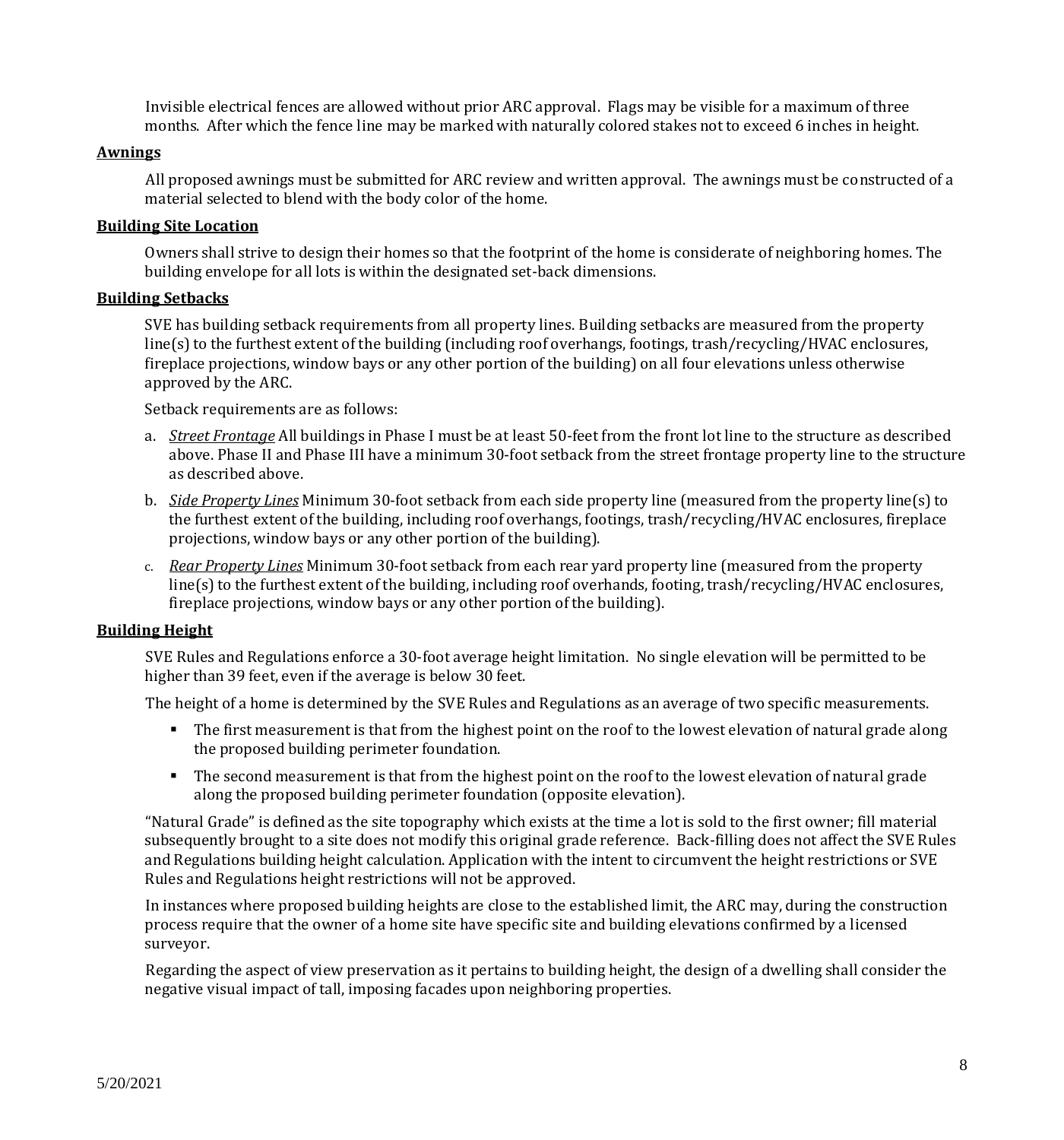Invisible electrical fences are allowed without prior ARC approval. Flags may be visible for a maximum of three months. After which the fence line may be marked with naturally colored stakes not to exceed 6 inches in height.

**Awnings**

All proposed awnings must be submitted for ARC review and written approval. The awnings must be constructed of a material selected to blend with the body color of the home.

**Building Site Location**

Owners shall strive to design their homes so that the footprint of the home is considerate of neighboring homes. The building envelope for all lots is within the designated set-back dimensions.

**Building Setbacks**

SVE has building setback requirements from all property lines. Building setbacks are measured from the property line(s) to the furthest extent of the building (including roof overhangs, footings, trash/recycling/HVAC enclosures, fireplace projections, window bays or any other portion of the building) on all four elevations unless otherwise approved by the ARC.

Setback requirements are as follows:

a. *Street Frontage* All buildings in Phase I must be at least 50-feet from the front lot line to the structure as described above. Phase II and Phase III have a minimum 30-foot setback from the street frontage property line to the structure as described above.

b. *Side Property Lines* Minimum 30-foot setback from each side property line (measured from the property line(s) to the furthest extent of the building, including roof overhangs, footings, trash/recycling/HVAC enclosures, fireplace projections, window bays or any other portion of the building).

c. *Rear Property Lines* Minimum 30-foot setback from each rear yard property line (measured from the property line(s) to the furthest extent of the building, including roof overhands, footing, trash/recycling/HVAC enclosures, fireplace projections, window bays or any other portion of the building).

**Building Height**

SVE Rules and Regulations enforce a 30-foot average height limitation. No single elevation will be permitted to be higher than 39 feet, even if the average is below 30 feet.

The height of a home is determined by the SVE Rules and Regulations as an average of two specific measurements.

- The first measurement is that from the highest point on the roof to the lowest elevation of natural grade along the proposed building perimeter foundation.
- The second measurement is that from the highest point on the roof to the lowest elevation of natural grade along the proposed building perimeter foundation (opposite elevation).

"Natural Grade" is defined as the site topography which exists at the time a lot is sold to the first owner; fill material subsequently brought to a site does not modify this original grade reference. Back-filling does not affect the SVE Rules and Regulations building height calculation. Application with the intent to circumvent the height restrictions or SVE Rules and Regulations height restrictions will not be approved.

In instances where proposed building heights are close to the established limit, the ARC may, during the construction process require that the owner of a home site have specific site and building elevations confirmed by a licensed surveyor.

Regarding the aspect of view preservation as it pertains to building height, the design of a dwelling shall consider the negative visual impact of tall, imposing facades upon neighboring properties.

5/20/2021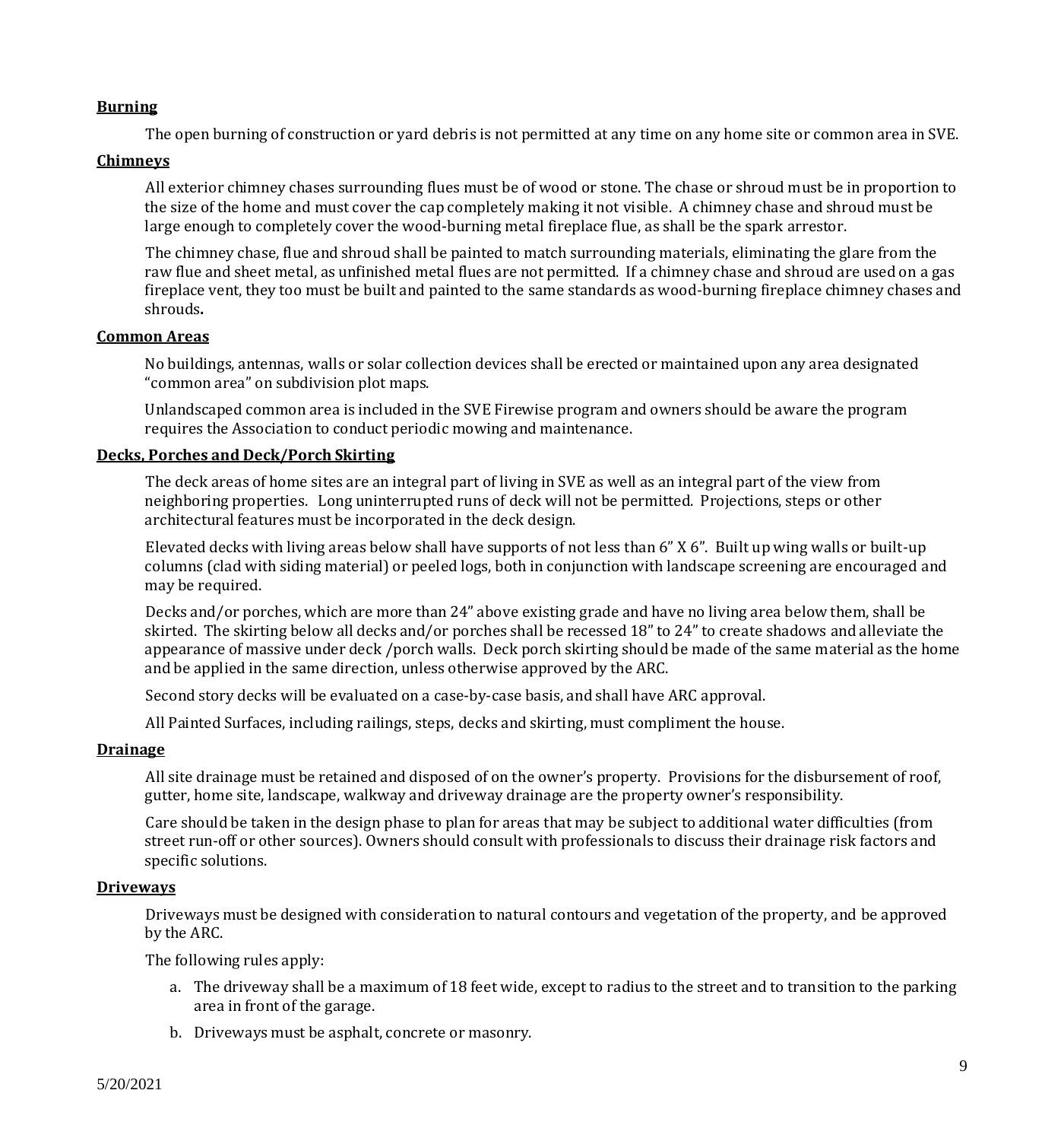## **Burning**

The open burning of construction or yard debris is not permitted at any time on any home site or common area in SVE.

## **Chimneys**

All exterior chimney chases surrounding flues must be of wood or stone. The chase or shroud must be in proportion to the size of the home and must cover the cap completely making it not visible. A chimney chase and shroud must be large enough to completely cover the wood-burning metal fireplace flue, as shall be the spark arrestor.

The chimney chase, flue and shroud shall be painted to match surrounding materials, eliminating the glare from the raw flue and sheet metal, as unfinished metal flues are not permitted. If a chimney chase and shroud are used on a gas fireplace vent, they too must be built and painted to the same standards as wood-burning fireplace chimney chases and shrouds**.**

## **Common Areas**

No buildings, antennas, walls or solar collection devices shall be erected or maintained upon any area designated "common area" on subdivision plot maps.

Unlandscaped common area is included in the SVE Firewise program and owners should be aware the program requires the Association to conduct periodic mowing and maintenance.

## **Decks, Porches and Deck/Porch Skirting**

The deck areas of home sites are an integral part of living in SVE as well as an integral part of the view from neighboring properties. Long uninterrupted runs of deck will not be permitted. Projections, steps or other architectural features must be incorporated in the deck design.

Elevated decks with living areas below shall have supports of not less than 6" X 6". Built up wing walls or built-up columns (clad with siding material) or peeled logs, both in conjunction with landscape screening are encouraged and may be required.

Decks and/or porches, which are more than 24" above existing grade and have no living area below them, shall be skirted. The skirting below all decks and/or porches shall be recessed 18" to 24" to create shadows and alleviate the appearance of massive under deck /porch walls. Deck porch skirting should be made of the same material as the home and be applied in the same direction, unless otherwise approved by the ARC.

Second story decks will be evaluated on a case-by-case basis, and shall have ARC approval.

All Painted Surfaces, including railings, steps, decks and skirting, must compliment the house.

## **Drainage**

All site drainage must be retained and disposed of on the owner's property. Provisions for the disbursement of roof, gutter, home site, landscape, walkway and driveway drainage are the property owner's responsibility.

Care should be taken in the design phase to plan for areas that may be subject to additional water difficulties (from street run-off or other sources). Owners should consult with professionals to discuss their drainage risk factors and specific solutions.

## **Driveways**

Driveways must be designed with consideration to natural contours and vegetation of the property, and be approved by the ARC.

The following rules apply:

a. The driveway shall be a maximum of 18 feet wide, except to radius to the street and to transition to the parking area in front of the garage.

b. Driveways must be asphalt, concrete or masonry.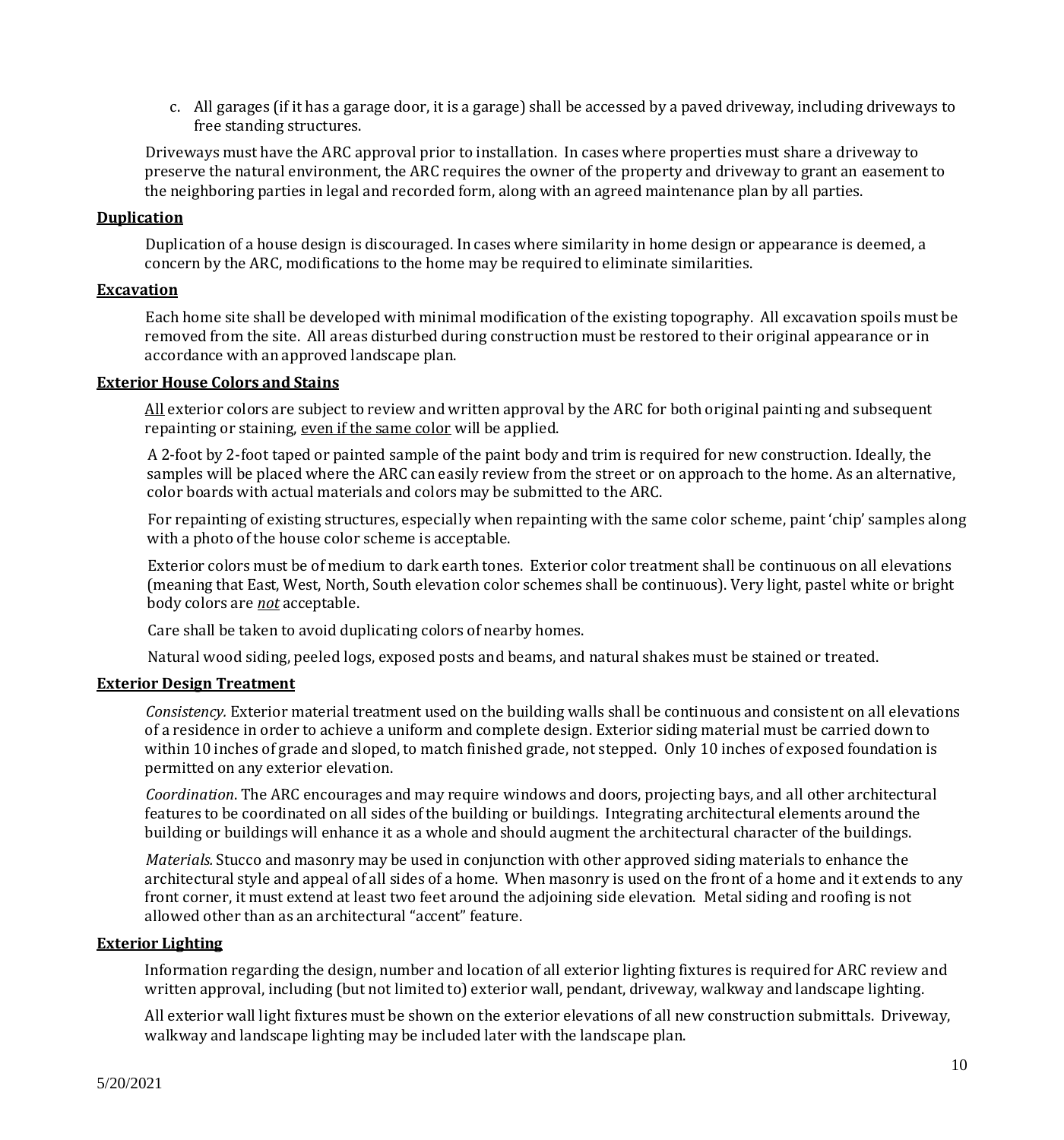c. All garages (if it has a garage door, it is a garage) shall be accessed by a paved driveway, including driveways to free standing structures.

Driveways must have the ARC approval prior to installation. In cases where properties must share a driveway to preserve the natural environment, the ARC requires the owner of the property and driveway to grant an easement to the neighboring parties in legal and recorded form, along with an agreed maintenance plan by all parties.

**Duplication**

Duplication of a house design is discouraged. In cases where similarity in home design or appearance is deemed, a concern by the ARC, modifications to the home may be required to eliminate similarities.

**Excavation**

Each home site shall be developed with minimal modification of the existing topography. All excavation spoils must be removed from the site. All areas disturbed during construction must be restored to their original appearance or in accordance with an approved landscape plan.

**Exterior House Colors and Stains**

All exterior colors are subject to review and written approval by the ARC for both original painting and subsequent repainting or staining, even if the same color will be applied.

A 2-foot by 2-foot taped or painted sample of the paint body and trim is required for new construction. Ideally, the samples will be placed where the ARC can easily review from the street or on approach to the home. As an alternative, color boards with actual materials and colors may be submitted to the ARC.

For repainting of existing structures, especially when repainting with the same color scheme, paint 'chip' samples along with a photo of the house color scheme is acceptable.

Exterior colors must be of medium to dark earth tones. Exterior color treatment shall be continuous on all elevations (meaning that East, West, North, South elevation color schemes shall be continuous). Very light, pastel white or bright body colors are ***not*** acceptable.

Care shall be taken to avoid duplicating colors of nearby homes.

Natural wood siding, peeled logs, exposed posts and beams, and natural shakes must be stained or treated.

**Exterior Design Treatment**

*Consistency.* Exterior material treatment used on the building walls shall be continuous and consistent on all elevations of a residence in order to achieve a uniform and complete design. Exterior siding material must be carried down to within 10 inches of grade and sloped, to match finished grade, not stepped. Only 10 inches of exposed foundation is permitted on any exterior elevation.

*Coordination*. The ARC encourages and may require windows and doors, projecting bays, and all other architectural features to be coordinated on all sides of the building or buildings. Integrating architectural elements around the building or buildings will enhance it as a whole and should augment the architectural character of the buildings.

*Materials.* Stucco and masonry may be used in conjunction with other approved siding materials to enhance the architectural style and appeal of all sides of a home. When masonry is used on the front of a home and it extends to any front corner, it must extend at least two feet around the adjoining side elevation. Metal siding and roofing is not allowed other than as an architectural "accent" feature.

**Exterior Lighting**

Information regarding the design, number and location of all exterior lighting fixtures is required for ARC review and written approval, including (but not limited to) exterior wall, pendant, driveway, walkway and landscape lighting.

All exterior wall light fixtures must be shown on the exterior elevations of all new construction submittals. Driveway, walkway and landscape lighting may be included later with the landscape plan.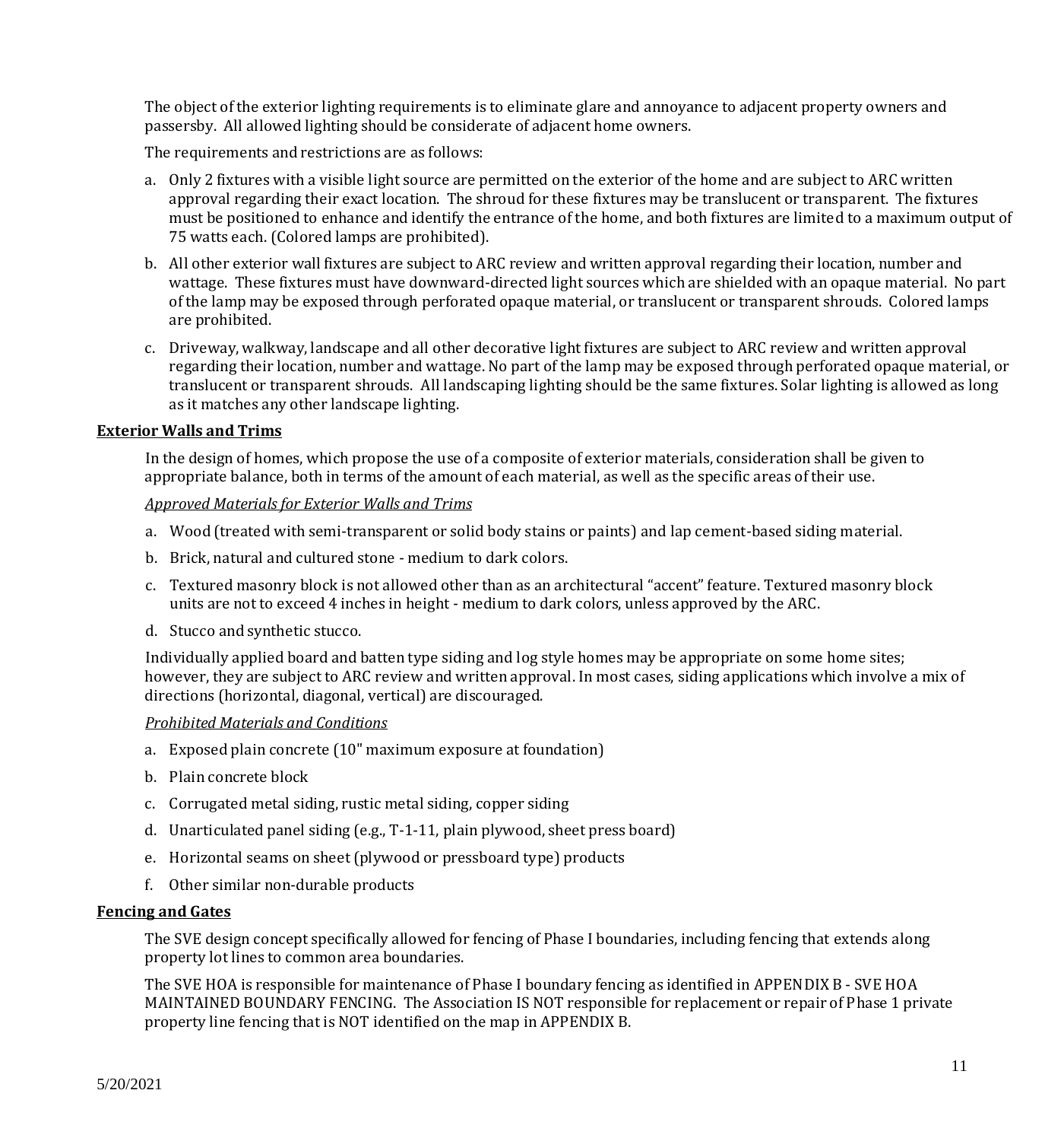The object of the exterior lighting requirements is to eliminate glare and annoyance to adjacent property owners and passersby. All allowed lighting should be considerate of adjacent home owners.

The requirements and restrictions are as follows:

a. Only 2 fixtures with a visible light source are permitted on the exterior of the home and are subject to ARC written approval regarding their exact location. The shroud for these fixtures may be translucent or transparent. The fixtures must be positioned to enhance and identify the entrance of the home, and both fixtures are limited to a maximum output of 75 watts each. (Colored lamps are prohibited).
b. All other exterior wall fixtures are subject to ARC review and written approval regarding their location, number and wattage. These fixtures must have downward-directed light sources which are shielded with an opaque material. No part of the lamp may be exposed through perforated opaque material, or translucent or transparent shrouds. Colored lamps are prohibited.
c. Driveway, walkway, landscape and all other decorative light fixtures are subject to ARC review and written approval regarding their location, number and wattage. No part of the lamp may be exposed through perforated opaque material, or translucent or transparent shrouds. All landscaping lighting should be the same fixtures. Solar lighting is allowed as long as it matches any other landscape lighting.

## Exterior Walls and Trims

In the design of homes, which propose the use of a composite of exterior materials, consideration shall be given to appropriate balance, both in terms of the amount of each material, as well as the specific areas of their use.

*Approved Materials for Exterior Walls and Trims*

a. Wood (treated with semi-transparent or solid body stains or paints) and lap cement-based siding material.
b. Brick, natural and cultured stone - medium to dark colors.
c. Textured masonry block is not allowed other than as an architectural "accent" feature. Textured masonry block units are not to exceed 4 inches in height - medium to dark colors, unless approved by the ARC.
d. Stucco and synthetic stucco.

Individually applied board and batten type siding and log style homes may be appropriate on some home sites; however, they are subject to ARC review and written approval. In most cases, siding applications which involve a mix of directions (horizontal, diagonal, vertical) are discouraged.

*Prohibited Materials and Conditions*

a. Exposed plain concrete (10" maximum exposure at foundation)
b. Plain concrete block
c. Corrugated metal siding, rustic metal siding, copper siding
d. Unarticulated panel siding (e.g., T-1-11, plain plywood, sheet press board)
e. Horizontal seams on sheet (plywood or pressboard type) products
f. Other similar non-durable products

## Fencing and Gates

The SVE design concept specifically allowed for fencing of Phase I boundaries, including fencing that extends along property lot lines to common area boundaries.

The SVE HOA is responsible for maintenance of Phase I boundary fencing as identified in APPENDIX B - SVE HOA MAINTAINED BOUNDARY FENCING. The Association IS NOT responsible for replacement or repair of Phase 1 private property line fencing that is NOT identified on the map in APPENDIX B.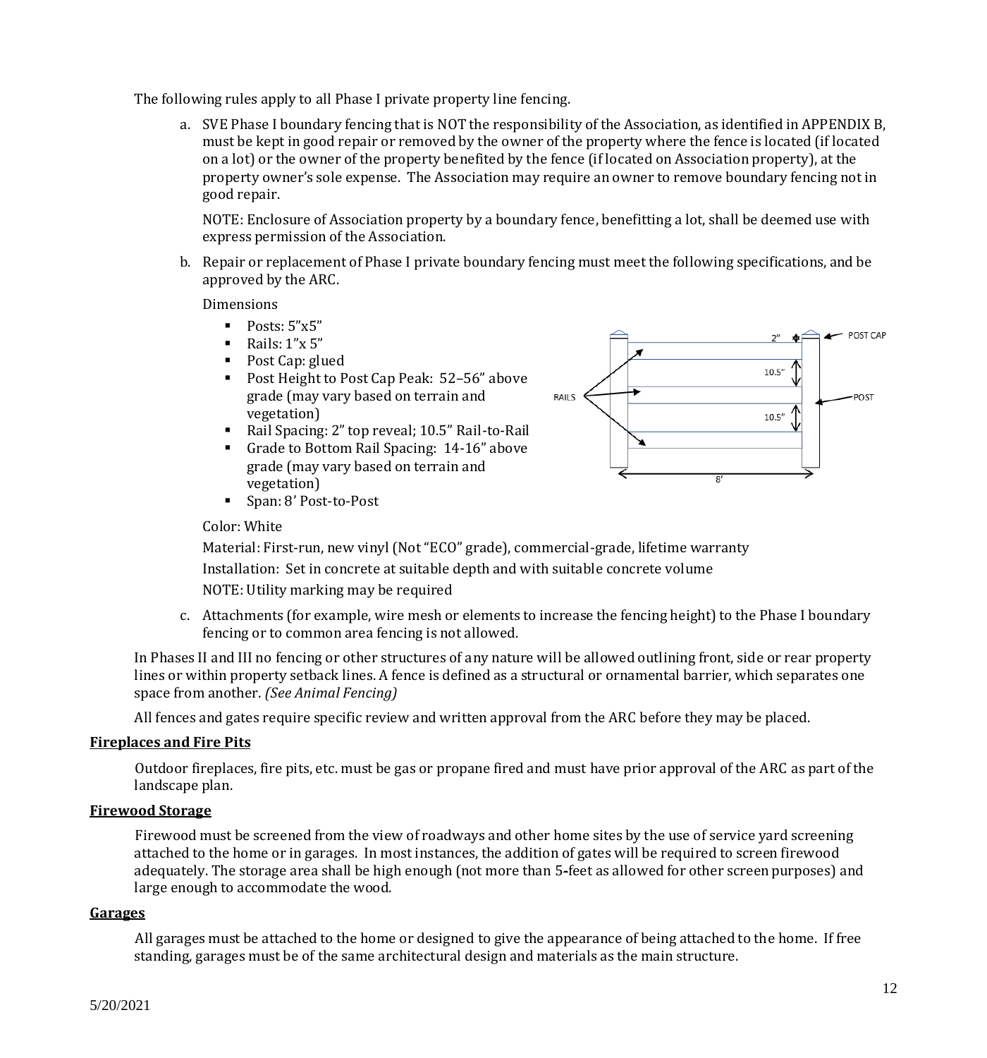The following rules apply to all Phase I private property line fencing.

a. SVE Phase I boundary fencing that is NOT the responsibility of the Association, as identified in APPENDIX B, must be kept in good repair or removed by the owner of the property where the fence is located (if located on a lot) or the owner of the property benefited by the fence (if located on Association property), at the property owner's sole expense. The Association may require an owner to remove boundary fencing not in good repair.

   NOTE: Enclosure of Association property by a boundary fence, benefitting a lot, shall be deemed use with express permission of the Association.

b. Repair or replacement of Phase I private boundary fencing must meet the following specifications, and be approved by the ARC.

   Dimensions

   - Posts: 5"x5"
   - Rails: 1"x 5"
   - Post Cap: glued
   - Post Height to Post Cap Peak: 52–56" above grade (may vary based on terrain and vegetation)
   - Rail Spacing: 2" top reveal; 10.5" Rail-to-Rail
   - Grade to Bottom Rail Spacing: 14-16" above grade (may vary based on terrain and vegetation)
   - Span: 8' Post-to-Post

   Color: White

   Material: First-run, new vinyl (Not "ECO" grade), commercial-grade, lifetime warranty

   Installation: Set in concrete at suitable depth and with suitable concrete volume

   NOTE: Utility marking may be required

c. Attachments (for example, wire mesh or elements to increase the fencing height) to the Phase I boundary fencing or to common area fencing is not allowed.

In Phases II and III no fencing or other structures of any nature will be allowed outlining front, side or rear property lines or within property setback lines. A fence is defined as a structural or ornamental barrier, which separates one space from another. *(See Animal Fencing)*

All fences and gates require specific review and written approval from the ARC before they may be placed.

## Fireplaces and Fire Pits

Outdoor fireplaces, fire pits, etc. must be gas or propane fired and must have prior approval of the ARC as part of the landscape plan.

## Firewood Storage

Firewood must be screened from the view of roadways and other home sites by the use of service yard screening attached to the home or in garages. In most instances, the addition of gates will be required to screen firewood adequately. The storage area shall be high enough (not more than 5-feet as allowed for other screen purposes) and large enough to accommodate the wood.

## Garages

All garages must be attached to the home or designed to give the appearance of being attached to the home. If free standing, garages must be of the same architectural design and materials as the main structure.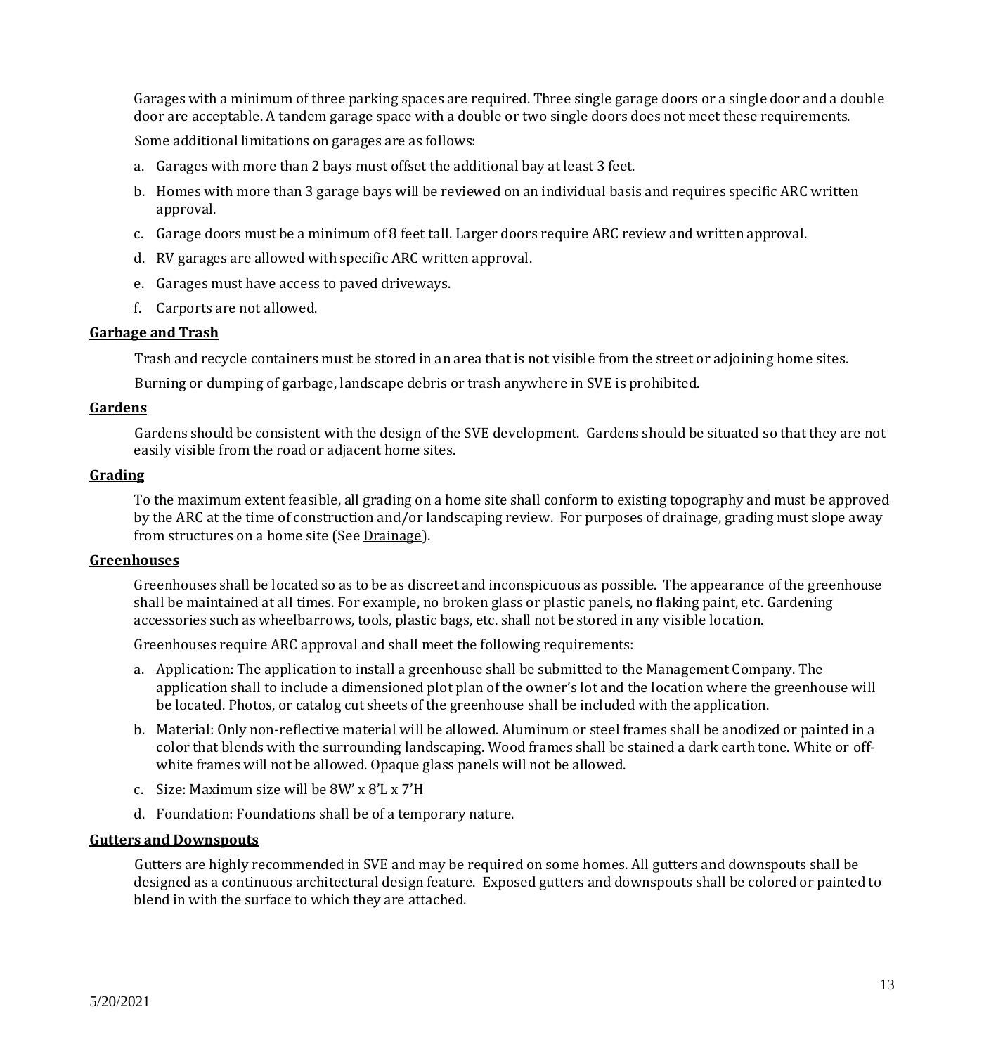Garages with a minimum of three parking spaces are required. Three single garage doors or a single door and a double door are acceptable. A tandem garage space with a double or two single doors does not meet these requirements.

Some additional limitations on garages are as follows:

a. Garages with more than 2 bays must offset the additional bay at least 3 feet.
b. Homes with more than 3 garage bays will be reviewed on an individual basis and requires specific ARC written approval.
c. Garage doors must be a minimum of 8 feet tall. Larger doors require ARC review and written approval.
d. RV garages are allowed with specific ARC written approval.
e. Garages must have access to paved driveways.
f. Carports are not allowed.

**Garbage and Trash**

Trash and recycle containers must be stored in an area that is not visible from the street or adjoining home sites.

Burning or dumping of garbage, landscape debris or trash anywhere in SVE is prohibited.

**Gardens**

Gardens should be consistent with the design of the SVE development. Gardens should be situated so that they are not easily visible from the road or adjacent home sites.

**Grading**

To the maximum extent feasible, all grading on a home site shall conform to existing topography and must be approved by the ARC at the time of construction and/or landscaping review. For purposes of drainage, grading must slope away from structures on a home site (See Drainage).

**Greenhouses**

Greenhouses shall be located so as to be as discreet and inconspicuous as possible. The appearance of the greenhouse shall be maintained at all times. For example, no broken glass or plastic panels, no flaking paint, etc. Gardening accessories such as wheelbarrows, tools, plastic bags, etc. shall not be stored in any visible location.

Greenhouses require ARC approval and shall meet the following requirements:

a. Application: The application to install a greenhouse shall be submitted to the Management Company. The application shall to include a dimensioned plot plan of the owner's lot and the location where the greenhouse will be located. Photos, or catalog cut sheets of the greenhouse shall be included with the application.
b. Material: Only non-reflective material will be allowed. Aluminum or steel frames shall be anodized or painted in a color that blends with the surrounding landscaping. Wood frames shall be stained a dark earth tone. White or off-white frames will not be allowed. Opaque glass panels will not be allowed.
c. Size: Maximum size will be 8W' x 8'L x 7'H
d. Foundation: Foundations shall be of a temporary nature.

**Gutters and Downspouts**

Gutters are highly recommended in SVE and may be required on some homes. All gutters and downspouts shall be designed as a continuous architectural design feature. Exposed gutters and downspouts shall be colored or painted to blend in with the surface to which they are attached.

5/20/2021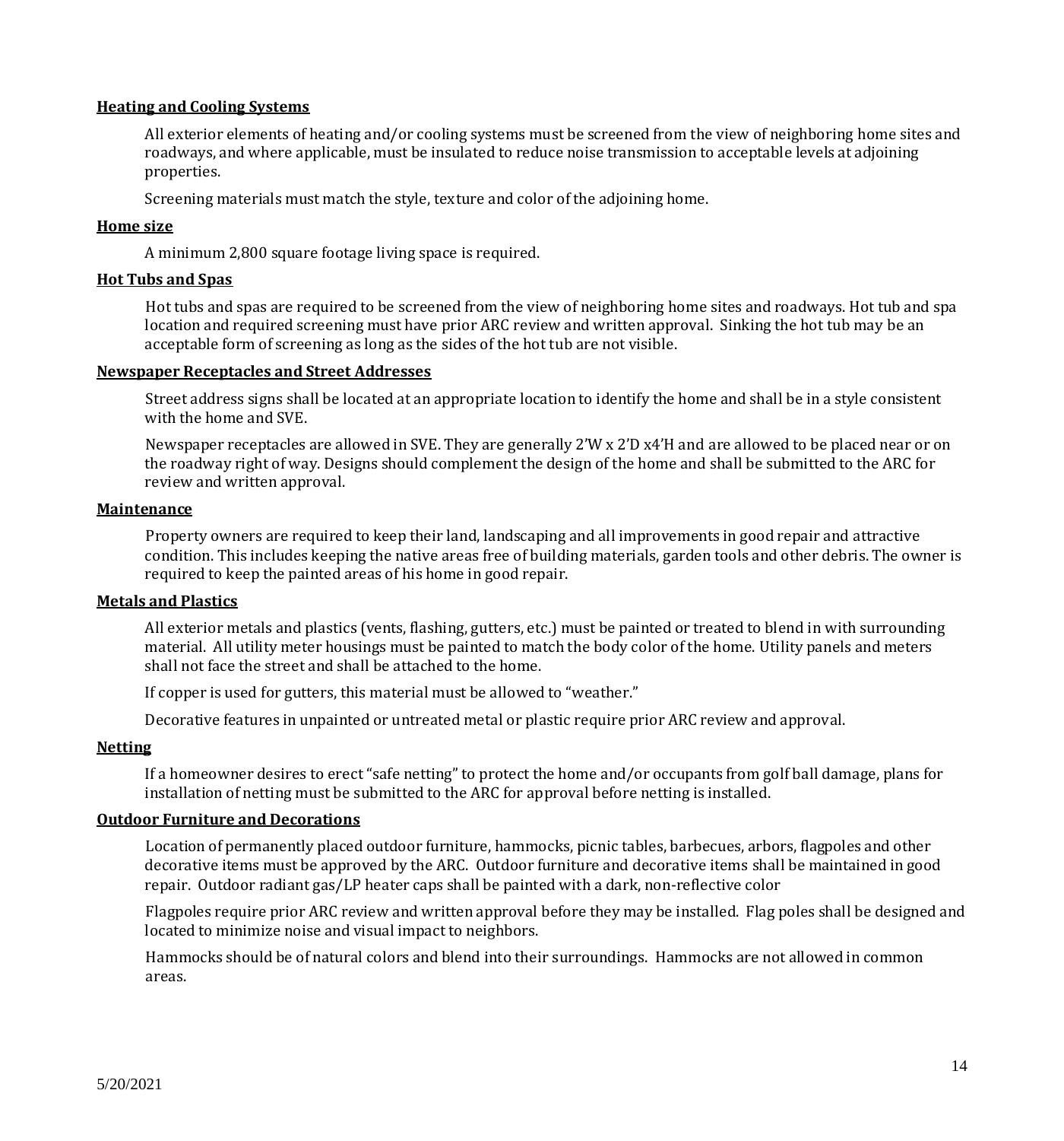**Heating and Cooling Systems**

All exterior elements of heating and/or cooling systems must be screened from the view of neighboring home sites and roadways, and where applicable, must be insulated to reduce noise transmission to acceptable levels at adjoining properties.

Screening materials must match the style, texture and color of the adjoining home.

**Home size**

A minimum 2,800 square footage living space is required.

**Hot Tubs and Spas**

Hot tubs and spas are required to be screened from the view of neighboring home sites and roadways. Hot tub and spa location and required screening must have prior ARC review and written approval. Sinking the hot tub may be an acceptable form of screening as long as the sides of the hot tub are not visible.

**Newspaper Receptacles and Street Addresses**

Street address signs shall be located at an appropriate location to identify the home and shall be in a style consistent with the home and SVE.

Newspaper receptacles are allowed in SVE. They are generally 2'W x 2'D x4'H and are allowed to be placed near or on the roadway right of way. Designs should complement the design of the home and shall be submitted to the ARC for review and written approval.

**Maintenance**

Property owners are required to keep their land, landscaping and all improvements in good repair and attractive condition. This includes keeping the native areas free of building materials, garden tools and other debris. The owner is required to keep the painted areas of his home in good repair.

**Metals and Plastics**

All exterior metals and plastics (vents, flashing, gutters, etc.) must be painted or treated to blend in with surrounding material. All utility meter housings must be painted to match the body color of the home. Utility panels and meters shall not face the street and shall be attached to the home.

If copper is used for gutters, this material must be allowed to "weather."

Decorative features in unpainted or untreated metal or plastic require prior ARC review and approval.

**Netting**

If a homeowner desires to erect "safe netting" to protect the home and/or occupants from golf ball damage, plans for installation of netting must be submitted to the ARC for approval before netting is installed.

**Outdoor Furniture and Decorations**

Location of permanently placed outdoor furniture, hammocks, picnic tables, barbecues, arbors, flagpoles and other decorative items must be approved by the ARC. Outdoor furniture and decorative items shall be maintained in good repair. Outdoor radiant gas/LP heater caps shall be painted with a dark, non-reflective color

Flagpoles require prior ARC review and written approval before they may be installed. Flag poles shall be designed and located to minimize noise and visual impact to neighbors.

Hammocks should be of natural colors and blend into their surroundings. Hammocks are not allowed in common areas.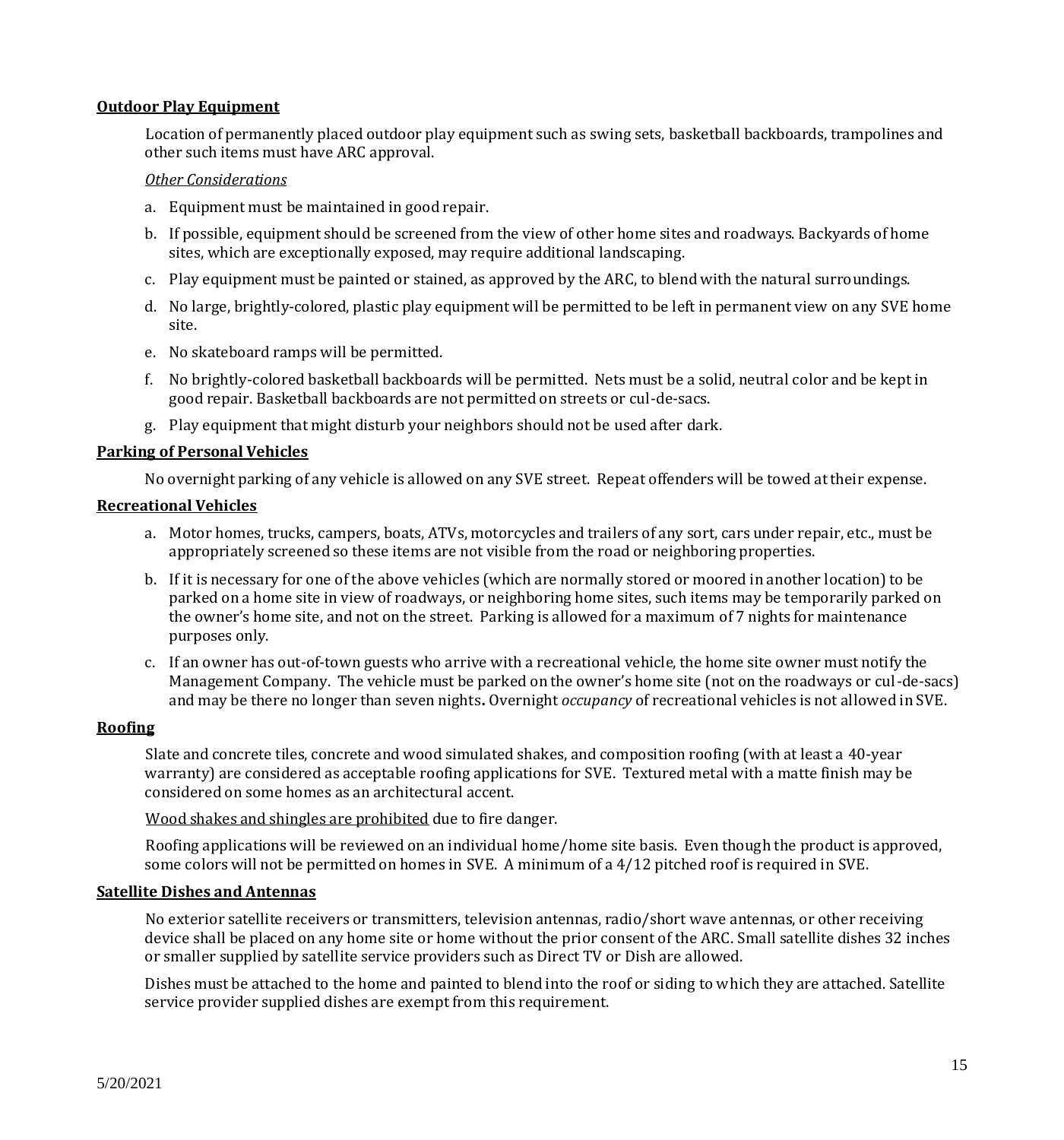**Outdoor Play Equipment**

Location of permanently placed outdoor play equipment such as swing sets, basketball backboards, trampolines and other such items must have ARC approval.

*Other Considerations*

a. Equipment must be maintained in good repair.

b. If possible, equipment should be screened from the view of other home sites and roadways. Backyards of home sites, which are exceptionally exposed, may require additional landscaping.

c. Play equipment must be painted or stained, as approved by the ARC, to blend with the natural surroundings.

d. No large, brightly-colored, plastic play equipment will be permitted to be left in permanent view on any SVE home site.

e. No skateboard ramps will be permitted.

f. No brightly-colored basketball backboards will be permitted. Nets must be a solid, neutral color and be kept in good repair. Basketball backboards are not permitted on streets or cul-de-sacs.

g. Play equipment that might disturb your neighbors should not be used after dark.

**Parking of Personal Vehicles**

No overnight parking of any vehicle is allowed on any SVE street. Repeat offenders will be towed at their expense.

**Recreational Vehicles**

a. Motor homes, trucks, campers, boats, ATVs, motorcycles and trailers of any sort, cars under repair, etc., must be appropriately screened so these items are not visible from the road or neighboring properties.

b. If it is necessary for one of the above vehicles (which are normally stored or moored in another location) to be parked on a home site in view of roadways, or neighboring home sites, such items may be temporarily parked on the owner's home site, and not on the street. Parking is allowed for a maximum of 7 nights for maintenance purposes only.

c. If an owner has out-of-town guests who arrive with a recreational vehicle, the home site owner must notify the Management Company. The vehicle must be parked on the owner's home site (not on the roadways or cul-de-sacs) and may be there no longer than seven nights**.** Overnight *occupancy* of recreational vehicles is not allowed in SVE.

**Roofing**

Slate and concrete tiles, concrete and wood simulated shakes, and composition roofing (with at least a 40-year warranty) are considered as acceptable roofing applications for SVE. Textured metal with a matte finish may be considered on some homes as an architectural accent.

Wood shakes and shingles are prohibited due to fire danger.

Roofing applications will be reviewed on an individual home/home site basis. Even though the product is approved, some colors will not be permitted on homes in SVE. A minimum of a 4/12 pitched roof is required in SVE.

**Satellite Dishes and Antennas**

No exterior satellite receivers or transmitters, television antennas, radio/short wave antennas, or other receiving device shall be placed on any home site or home without the prior consent of the ARC. Small satellite dishes 32 inches or smaller supplied by satellite service providers such as Direct TV or Dish are allowed.

Dishes must be attached to the home and painted to blend into the roof or siding to which they are attached. Satellite service provider supplied dishes are exempt from this requirement.

5/20/2021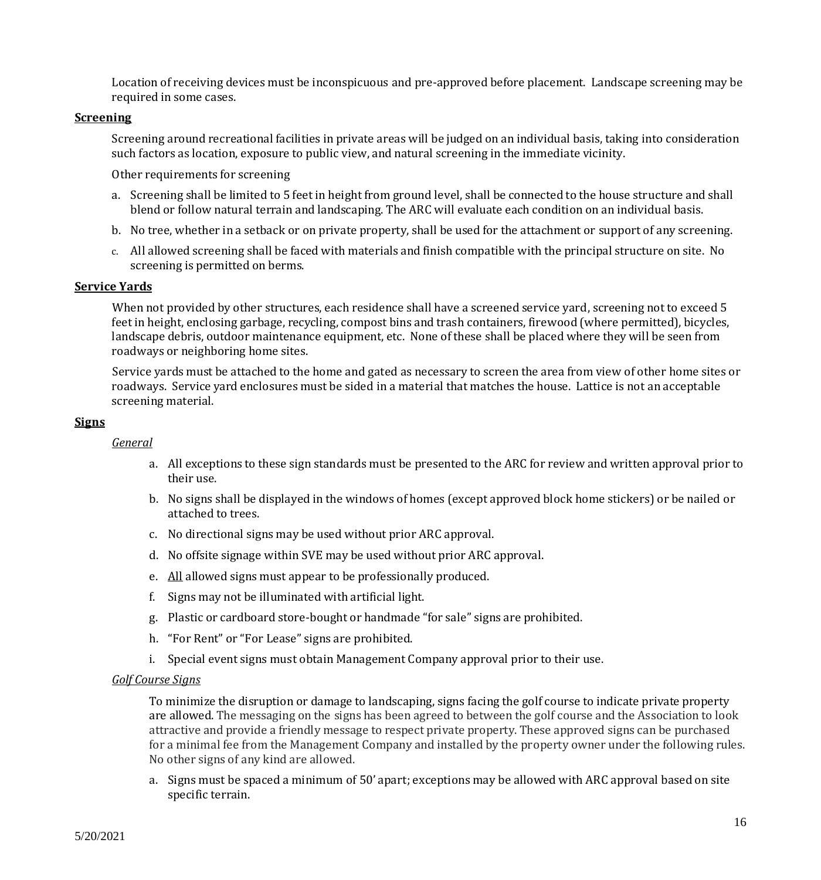Location of receiving devices must be inconspicuous and pre-approved before placement. Landscape screening may be required in some cases.

## **Screening**

Screening around recreational facilities in private areas will be judged on an individual basis, taking into consideration such factors as location, exposure to public view, and natural screening in the immediate vicinity.

Other requirements for screening

a. Screening shall be limited to 5 feet in height from ground level, shall be connected to the house structure and shall blend or follow natural terrain and landscaping. The ARC will evaluate each condition on an individual basis.

b. No tree, whether in a setback or on private property, shall be used for the attachment or support of any screening.

c. All allowed screening shall be faced with materials and finish compatible with the principal structure on site. No screening is permitted on berms.

## **Service Yards**

When not provided by other structures, each residence shall have a screened service yard, screening not to exceed 5 feet in height, enclosing garbage, recycling, compost bins and trash containers, firewood (where permitted), bicycles, landscape debris, outdoor maintenance equipment, etc. None of these shall be placed where they will be seen from roadways or neighboring home sites.

Service yards must be attached to the home and gated as necessary to screen the area from view of other home sites or roadways. Service yard enclosures must be sided in a material that matches the house. Lattice is not an acceptable screening material.

## **Signs**

*General*

a. All exceptions to these sign standards must be presented to the ARC for review and written approval prior to their use.

b. No signs shall be displayed in the windows of homes (except approved block home stickers) or be nailed or attached to trees.

c. No directional signs may be used without prior ARC approval.

d. No offsite signage within SVE may be used without prior ARC approval.

e. All allowed signs must appear to be professionally produced.

f. Signs may not be illuminated with artificial light.

g. Plastic or cardboard store-bought or handmade "for sale" signs are prohibited.

h. "For Rent" or "For Lease" signs are prohibited.

i. Special event signs must obtain Management Company approval prior to their use.

*Golf Course Signs*

To minimize the disruption or damage to landscaping, signs facing the golf course to indicate private property are allowed. The messaging on the signs has been agreed to between the golf course and the Association to look attractive and provide a friendly message to respect private property. These approved signs can be purchased for a minimal fee from the Management Company and installed by the property owner under the following rules. No other signs of any kind are allowed.

a. Signs must be spaced a minimum of 50' apart; exceptions may be allowed with ARC approval based on site specific terrain.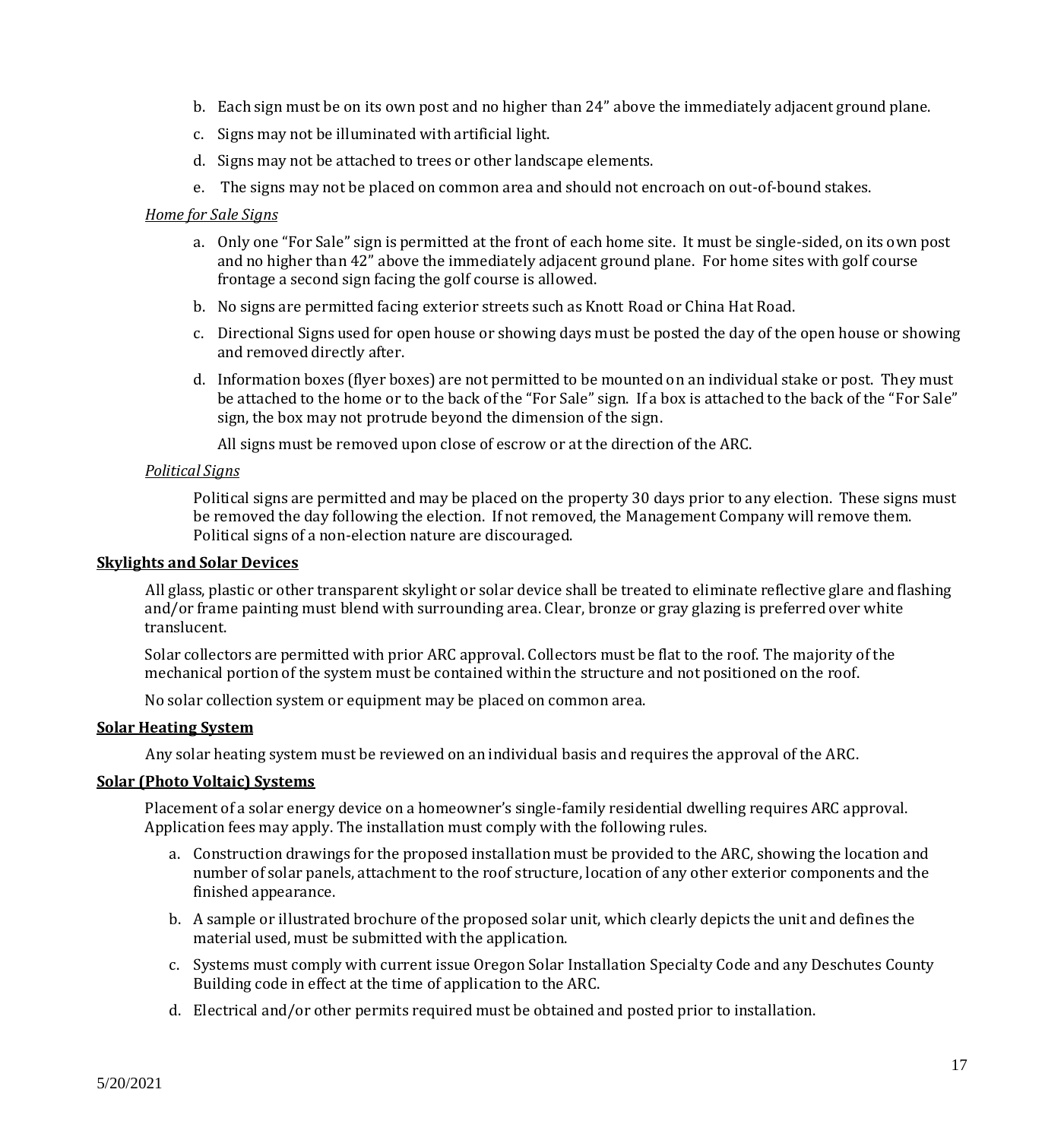b. Each sign must be on its own post and no higher than 24" above the immediately adjacent ground plane.

c. Signs may not be illuminated with artificial light.

d. Signs may not be attached to trees or other landscape elements.

e. The signs may not be placed on common area and should not encroach on out-of-bound stakes.

*Home for Sale Signs*

a. Only one "For Sale" sign is permitted at the front of each home site. It must be single-sided, on its own post and no higher than 42" above the immediately adjacent ground plane. For home sites with golf course frontage a second sign facing the golf course is allowed.

b. No signs are permitted facing exterior streets such as Knott Road or China Hat Road.

c. Directional Signs used for open house or showing days must be posted the day of the open house or showing and removed directly after.

d. Information boxes (flyer boxes) are not permitted to be mounted on an individual stake or post. They must be attached to the home or to the back of the "For Sale" sign. If a box is attached to the back of the "For Sale" sign, the box may not protrude beyond the dimension of the sign.

All signs must be removed upon close of escrow or at the direction of the ARC.

*Political Signs*

Political signs are permitted and may be placed on the property 30 days prior to any election. These signs must be removed the day following the election. If not removed, the Management Company will remove them. Political signs of a non-election nature are discouraged.

**Skylights and Solar Devices**

All glass, plastic or other transparent skylight or solar device shall be treated to eliminate reflective glare and flashing and/or frame painting must blend with surrounding area. Clear, bronze or gray glazing is preferred over white translucent.

Solar collectors are permitted with prior ARC approval. Collectors must be flat to the roof. The majority of the mechanical portion of the system must be contained within the structure and not positioned on the roof.

No solar collection system or equipment may be placed on common area.

**Solar Heating System**

Any solar heating system must be reviewed on an individual basis and requires the approval of the ARC.

**Solar (Photo Voltaic) Systems**

Placement of a solar energy device on a homeowner's single-family residential dwelling requires ARC approval. Application fees may apply. The installation must comply with the following rules.

a. Construction drawings for the proposed installation must be provided to the ARC, showing the location and number of solar panels, attachment to the roof structure, location of any other exterior components and the finished appearance.

b. A sample or illustrated brochure of the proposed solar unit, which clearly depicts the unit and defines the material used, must be submitted with the application.

c. Systems must comply with current issue Oregon Solar Installation Specialty Code and any Deschutes County Building code in effect at the time of application to the ARC.

d. Electrical and/or other permits required must be obtained and posted prior to installation.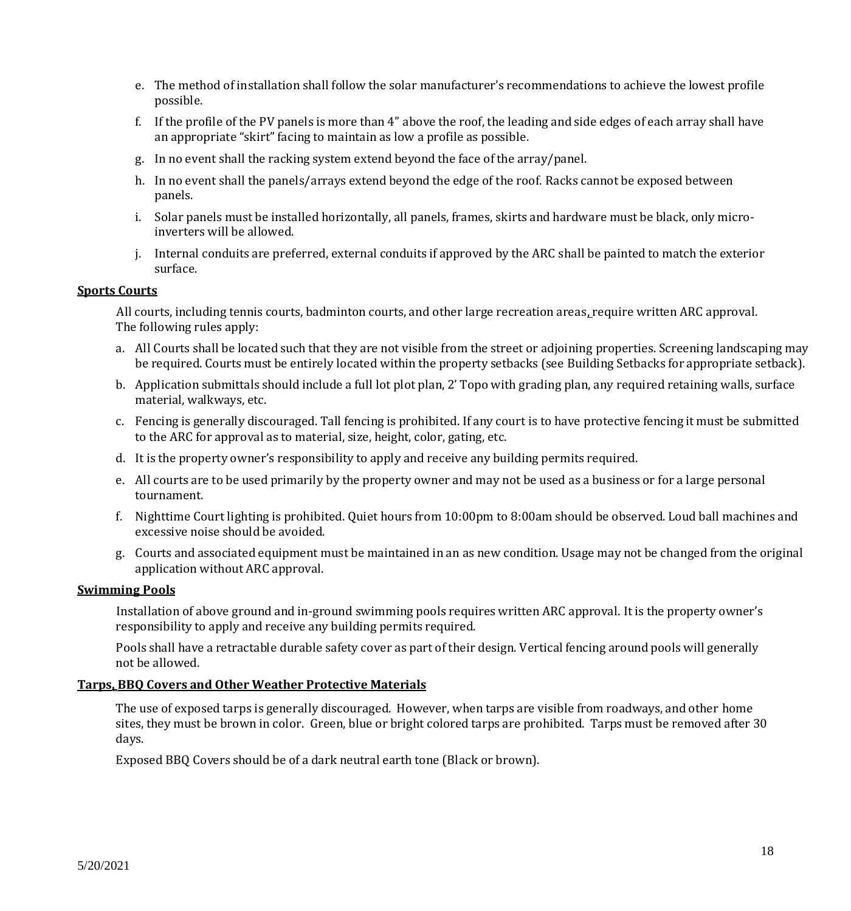e. The method of installation shall follow the solar manufacturer's recommendations to achieve the lowest profile possible.

f. If the profile of the PV panels is more than 4" above the roof, the leading and side edges of each array shall have an appropriate "skirt" facing to maintain as low a profile as possible.

g. In no event shall the racking system extend beyond the face of the array/panel.

h. In no event shall the panels/arrays extend beyond the edge of the roof. Racks cannot be exposed between panels.

i. Solar panels must be installed horizontally, all panels, frames, skirts and hardware must be black, only micro-inverters will be allowed.

j. Internal conduits are preferred, external conduits if approved by the ARC shall be painted to match the exterior surface.

**Sports Courts**

All courts, including tennis courts, badminton courts, and other large recreation areas, require written ARC approval. The following rules apply:

a. All Courts shall be located such that they are not visible from the street or adjoining properties. Screening landscaping may be required. Courts must be entirely located within the property setbacks (see Building Setbacks for appropriate setback).

b. Application submittals should include a full lot plot plan, 2' Topo with grading plan, any required retaining walls, surface material, walkways, etc.

c. Fencing is generally discouraged. Tall fencing is prohibited. If any court is to have protective fencing it must be submitted to the ARC for approval as to material, size, height, color, gating, etc.

d. It is the property owner's responsibility to apply and receive any building permits required.

e. All courts are to be used primarily by the property owner and may not be used as a business or for a large personal tournament.

f. Nighttime Court lighting is prohibited. Quiet hours from 10:00pm to 8:00am should be observed. Loud ball machines and excessive noise should be avoided.

g. Courts and associated equipment must be maintained in an as new condition. Usage may not be changed from the original application without ARC approval.

**Swimming Pools**

Installation of above ground and in-ground swimming pools requires written ARC approval. It is the property owner's responsibility to apply and receive any building permits required.

Pools shall have a retractable durable safety cover as part of their design. Vertical fencing around pools will generally not be allowed.

**Tarps, BBQ Covers and Other Weather Protective Materials**

The use of exposed tarps is generally discouraged. However, when tarps are visible from roadways, and other home sites, they must be brown in color. Green, blue or bright colored tarps are prohibited. Tarps must be removed after 30 days.

Exposed BBQ Covers should be of a dark neutral earth tone (Black or brown).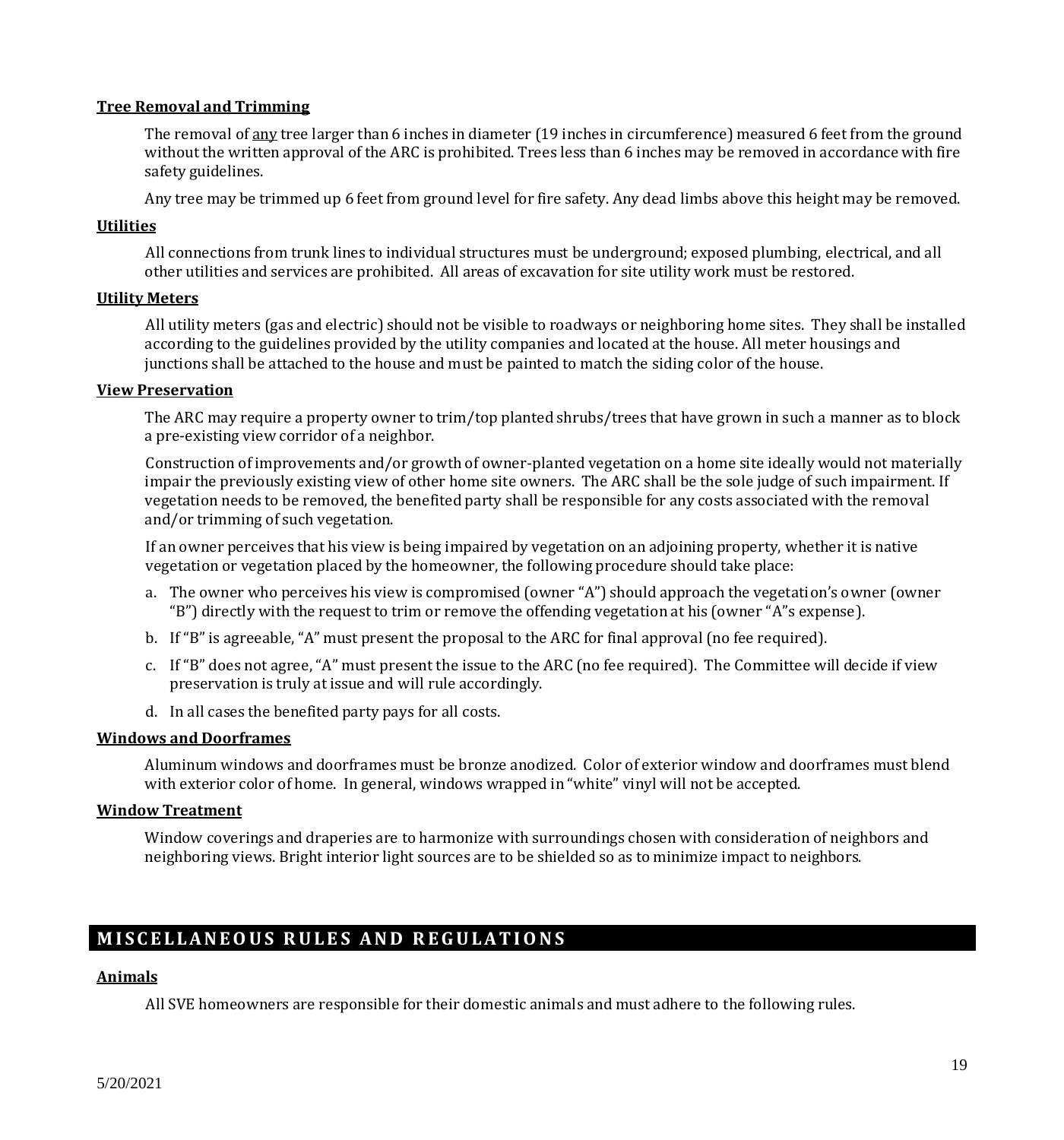**Tree Removal and Trimming**

The removal of any tree larger than 6 inches in diameter (19 inches in circumference) measured 6 feet from the ground without the written approval of the ARC is prohibited. Trees less than 6 inches may be removed in accordance with fire safety guidelines.

Any tree may be trimmed up 6 feet from ground level for fire safety. Any dead limbs above this height may be removed.

**Utilities**

All connections from trunk lines to individual structures must be underground; exposed plumbing, electrical, and all other utilities and services are prohibited. All areas of excavation for site utility work must be restored.

**Utility Meters**

All utility meters (gas and electric) should not be visible to roadways or neighboring home sites. They shall be installed according to the guidelines provided by the utility companies and located at the house. All meter housings and junctions shall be attached to the house and must be painted to match the siding color of the house.

**View Preservation**

The ARC may require a property owner to trim/top planted shrubs/trees that have grown in such a manner as to block a pre-existing view corridor of a neighbor.

Construction of improvements and/or growth of owner-planted vegetation on a home site ideally would not materially impair the previously existing view of other home site owners. The ARC shall be the sole judge of such impairment. If vegetation needs to be removed, the benefited party shall be responsible for any costs associated with the removal and/or trimming of such vegetation.

If an owner perceives that his view is being impaired by vegetation on an adjoining property, whether it is native vegetation or vegetation placed by the homeowner, the following procedure should take place:

a. The owner who perceives his view is compromised (owner "A") should approach the vegetation's owner (owner "B") directly with the request to trim or remove the offending vegetation at his (owner "A"s expense).
b. If "B" is agreeable, "A" must present the proposal to the ARC for final approval (no fee required).
c. If "B" does not agree, "A" must present the issue to the ARC (no fee required). The Committee will decide if view preservation is truly at issue and will rule accordingly.
d. In all cases the benefited party pays for all costs.

**Windows and Doorframes**

Aluminum windows and doorframes must be bronze anodized. Color of exterior window and doorframes must blend with exterior color of home. In general, windows wrapped in "white" vinyl will not be accepted.

**Window Treatment**

Window coverings and draperies are to harmonize with surroundings chosen with consideration of neighbors and neighboring views. Bright interior light sources are to be shielded so as to minimize impact to neighbors.

## MISCELLANEOUS RULES AND REGULATIONS

**Animals**

All SVE homeowners are responsible for their domestic animals and must adhere to the following rules.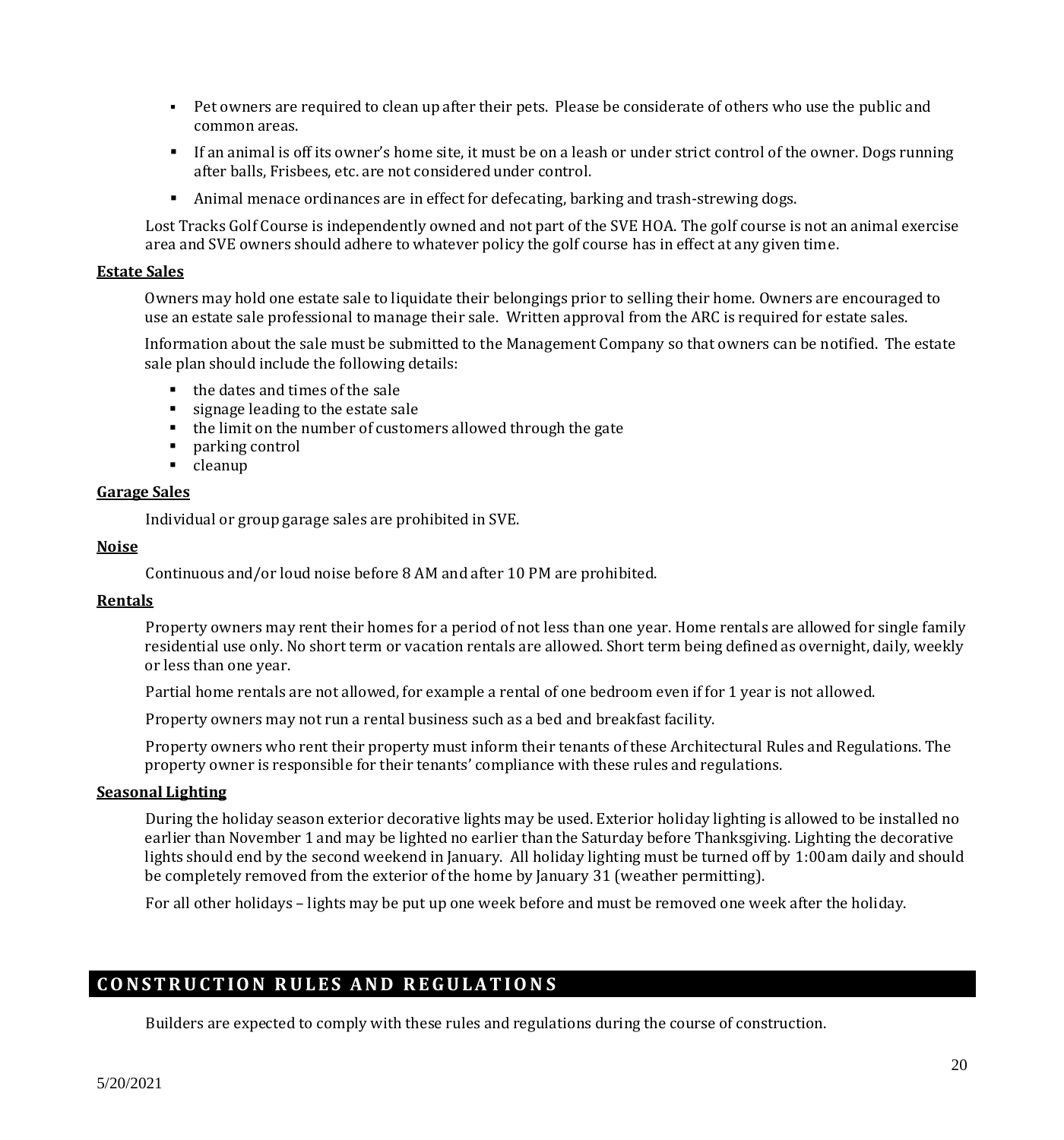- Pet owners are required to clean up after their pets. Please be considerate of others who use the public and common areas.
- If an animal is off its owner's home site, it must be on a leash or under strict control of the owner. Dogs running after balls, Frisbees, etc. are not considered under control.
- Animal menace ordinances are in effect for defecating, barking and trash-strewing dogs.

Lost Tracks Golf Course is independently owned and not part of the SVE HOA. The golf course is not an animal exercise area and SVE owners should adhere to whatever policy the golf course has in effect at any given time.

**Estate Sales**

Owners may hold one estate sale to liquidate their belongings prior to selling their home. Owners are encouraged to use an estate sale professional to manage their sale. Written approval from the ARC is required for estate sales.

Information about the sale must be submitted to the Management Company so that owners can be notified. The estate sale plan should include the following details:

- the dates and times of the sale
- signage leading to the estate sale
- the limit on the number of customers allowed through the gate
- parking control
- cleanup

**Garage Sales**

Individual or group garage sales are prohibited in SVE.

**Noise**

Continuous and/or loud noise before 8 AM and after 10 PM are prohibited.

**Rentals**

Property owners may rent their homes for a period of not less than one year. Home rentals are allowed for single family residential use only. No short term or vacation rentals are allowed. Short term being defined as overnight, daily, weekly or less than one year.

Partial home rentals are not allowed, for example a rental of one bedroom even if for 1 year is not allowed.

Property owners may not run a rental business such as a bed and breakfast facility.

Property owners who rent their property must inform their tenants of these Architectural Rules and Regulations. The property owner is responsible for their tenants' compliance with these rules and regulations.

**Seasonal Lighting**

During the holiday season exterior decorative lights may be used. Exterior holiday lighting is allowed to be installed no earlier than November 1 and may be lighted no earlier than the Saturday before Thanksgiving. Lighting the decorative lights should end by the second weekend in January. All holiday lighting must be turned off by 1:00am daily and should be completely removed from the exterior of the home by January 31 (weather permitting).

For all other holidays – lights may be put up one week before and must be removed one week after the holiday.

## CONSTRUCTION RULES AND REGULATIONS

Builders are expected to comply with these rules and regulations during the course of construction.

5/20/2021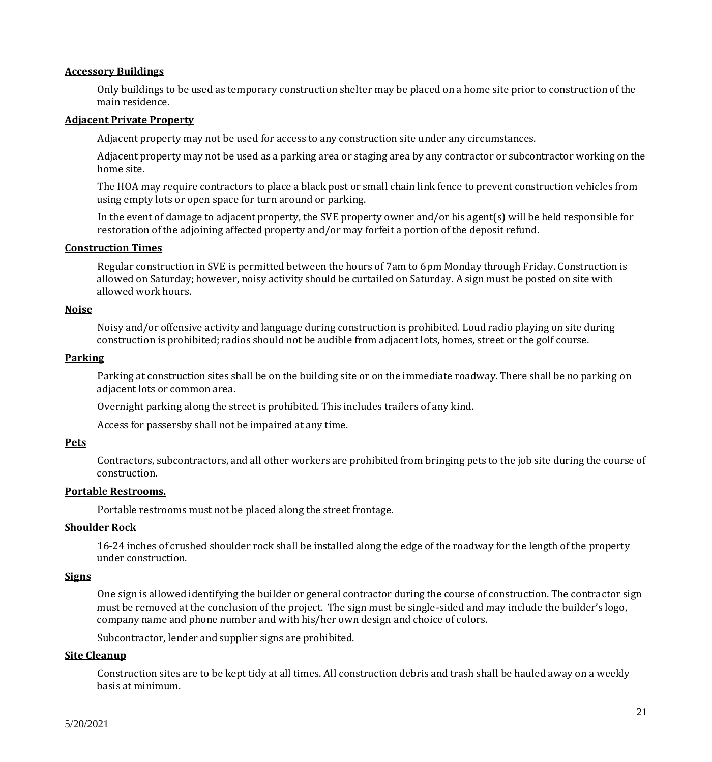**Accessory Buildings**

Only buildings to be used as temporary construction shelter may be placed on a home site prior to construction of the main residence.

**Adjacent Private Property**

Adjacent property may not be used for access to any construction site under any circumstances.

Adjacent property may not be used as a parking area or staging area by any contractor or subcontractor working on the home site.

The HOA may require contractors to place a black post or small chain link fence to prevent construction vehicles from using empty lots or open space for turn around or parking.

In the event of damage to adjacent property, the SVE property owner and/or his agent(s) will be held responsible for restoration of the adjoining affected property and/or may forfeit a portion of the deposit refund.

**Construction Times**

Regular construction in SVE is permitted between the hours of 7am to 6pm Monday through Friday. Construction is allowed on Saturday; however, noisy activity should be curtailed on Saturday. A sign must be posted on site with allowed work hours.

**Noise**

Noisy and/or offensive activity and language during construction is prohibited. Loud radio playing on site during construction is prohibited; radios should not be audible from adjacent lots, homes, street or the golf course.

**Parking**

Parking at construction sites shall be on the building site or on the immediate roadway. There shall be no parking on adjacent lots or common area.

Overnight parking along the street is prohibited. This includes trailers of any kind.

Access for passersby shall not be impaired at any time.

**Pets**

Contractors, subcontractors, and all other workers are prohibited from bringing pets to the job site during the course of construction.

**Portable Restrooms.**

Portable restrooms must not be placed along the street frontage.

**Shoulder Rock**

16-24 inches of crushed shoulder rock shall be installed along the edge of the roadway for the length of the property under construction.

**Signs**

One sign is allowed identifying the builder or general contractor during the course of construction. The contractor sign must be removed at the conclusion of the project. The sign must be single-sided and may include the builder's logo, company name and phone number and with his/her own design and choice of colors.

Subcontractor, lender and supplier signs are prohibited.

**Site Cleanup**

Construction sites are to be kept tidy at all times. All construction debris and trash shall be hauled away on a weekly basis at minimum.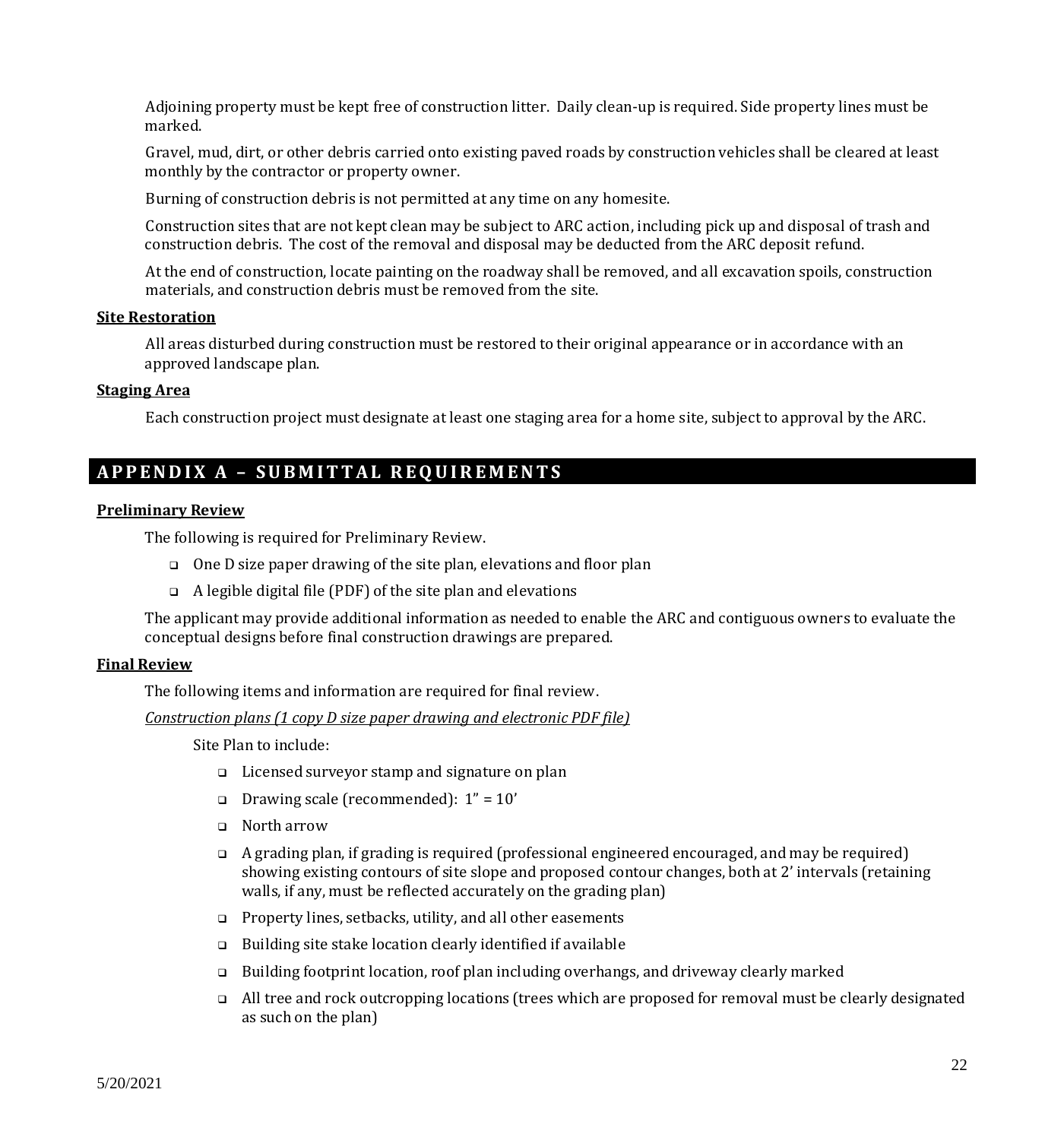Adjoining property must be kept free of construction litter. Daily clean-up is required. Side property lines must be marked.

Gravel, mud, dirt, or other debris carried onto existing paved roads by construction vehicles shall be cleared at least monthly by the contractor or property owner.

Burning of construction debris is not permitted at any time on any homesite.

Construction sites that are not kept clean may be subject to ARC action, including pick up and disposal of trash and construction debris. The cost of the removal and disposal may be deducted from the ARC deposit refund.

At the end of construction, locate painting on the roadway shall be removed, and all excavation spoils, construction materials, and construction debris must be removed from the site.

**Site Restoration**

All areas disturbed during construction must be restored to their original appearance or in accordance with an approved landscape plan.

**Staging Area**

Each construction project must designate at least one staging area for a home site, subject to approval by the ARC.

## APPENDIX A – SUBMITTAL REQUIREMENTS

**Preliminary Review**

The following is required for Preliminary Review.

- One D size paper drawing of the site plan, elevations and floor plan
- A legible digital file (PDF) of the site plan and elevations

The applicant may provide additional information as needed to enable the ARC and contiguous owners to evaluate the conceptual designs before final construction drawings are prepared.

**Final Review**

The following items and information are required for final review.

*Construction plans (1 copy D size paper drawing and electronic PDF file)*

Site Plan to include:

- Licensed surveyor stamp and signature on plan
- Drawing scale (recommended): 1" = 10'
- North arrow
- A grading plan, if grading is required (professional engineered encouraged, and may be required) showing existing contours of site slope and proposed contour changes, both at 2' intervals (retaining walls, if any, must be reflected accurately on the grading plan)
- Property lines, setbacks, utility, and all other easements
- Building site stake location clearly identified if available
- Building footprint location, roof plan including overhangs, and driveway clearly marked
- All tree and rock outcropping locations (trees which are proposed for removal must be clearly designated as such on the plan)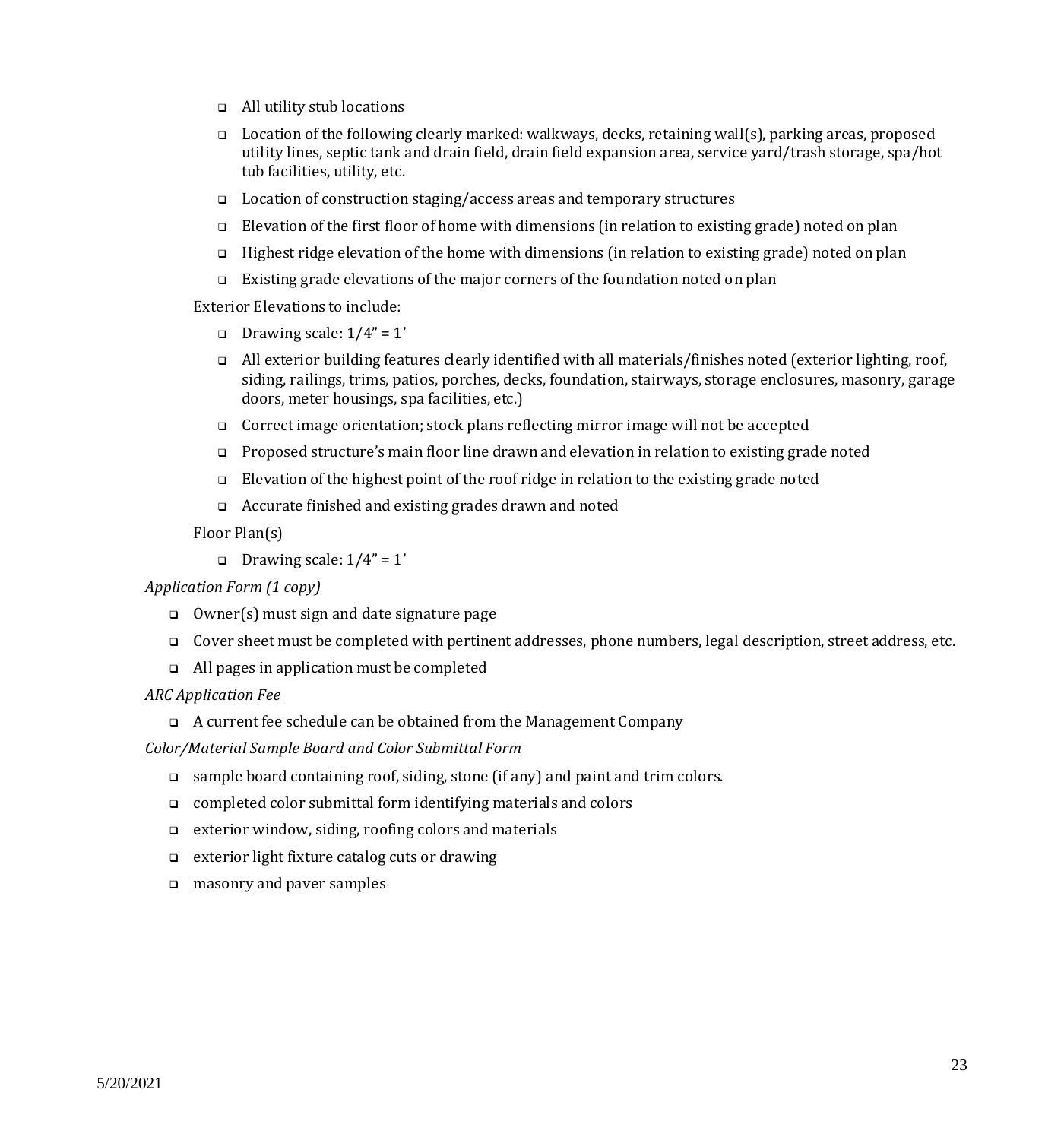- All utility stub locations
- Location of the following clearly marked: walkways, decks, retaining wall(s), parking areas, proposed utility lines, septic tank and drain field, drain field expansion area, service yard/trash storage, spa/hot tub facilities, utility, etc.
- Location of construction staging/access areas and temporary structures
- Elevation of the first floor of home with dimensions (in relation to existing grade) noted on plan
- Highest ridge elevation of the home with dimensions (in relation to existing grade) noted on plan
- Existing grade elevations of the major corners of the foundation noted on plan

Exterior Elevations to include:

- Drawing scale: 1/4" = 1'
- All exterior building features clearly identified with all materials/finishes noted (exterior lighting, roof, siding, railings, trims, patios, porches, decks, foundation, stairways, storage enclosures, masonry, garage doors, meter housings, spa facilities, etc.)
- Correct image orientation; stock plans reflecting mirror image will not be accepted
- Proposed structure's main floor line drawn and elevation in relation to existing grade noted
- Elevation of the highest point of the roof ridge in relation to the existing grade noted
- Accurate finished and existing grades drawn and noted

Floor Plan(s)

- Drawing scale: 1/4" = 1'

*Application Form (1 copy)*

- Owner(s) must sign and date signature page
- Cover sheet must be completed with pertinent addresses, phone numbers, legal description, street address, etc.
- All pages in application must be completed

*ARC Application Fee*

- A current fee schedule can be obtained from the Management Company

*Color/Material Sample Board and Color Submittal Form*

- sample board containing roof, siding, stone (if any) and paint and trim colors.
- completed color submittal form identifying materials and colors
- exterior window, siding, roofing colors and materials
- exterior light fixture catalog cuts or drawing
- masonry and paver samples

5/20/2021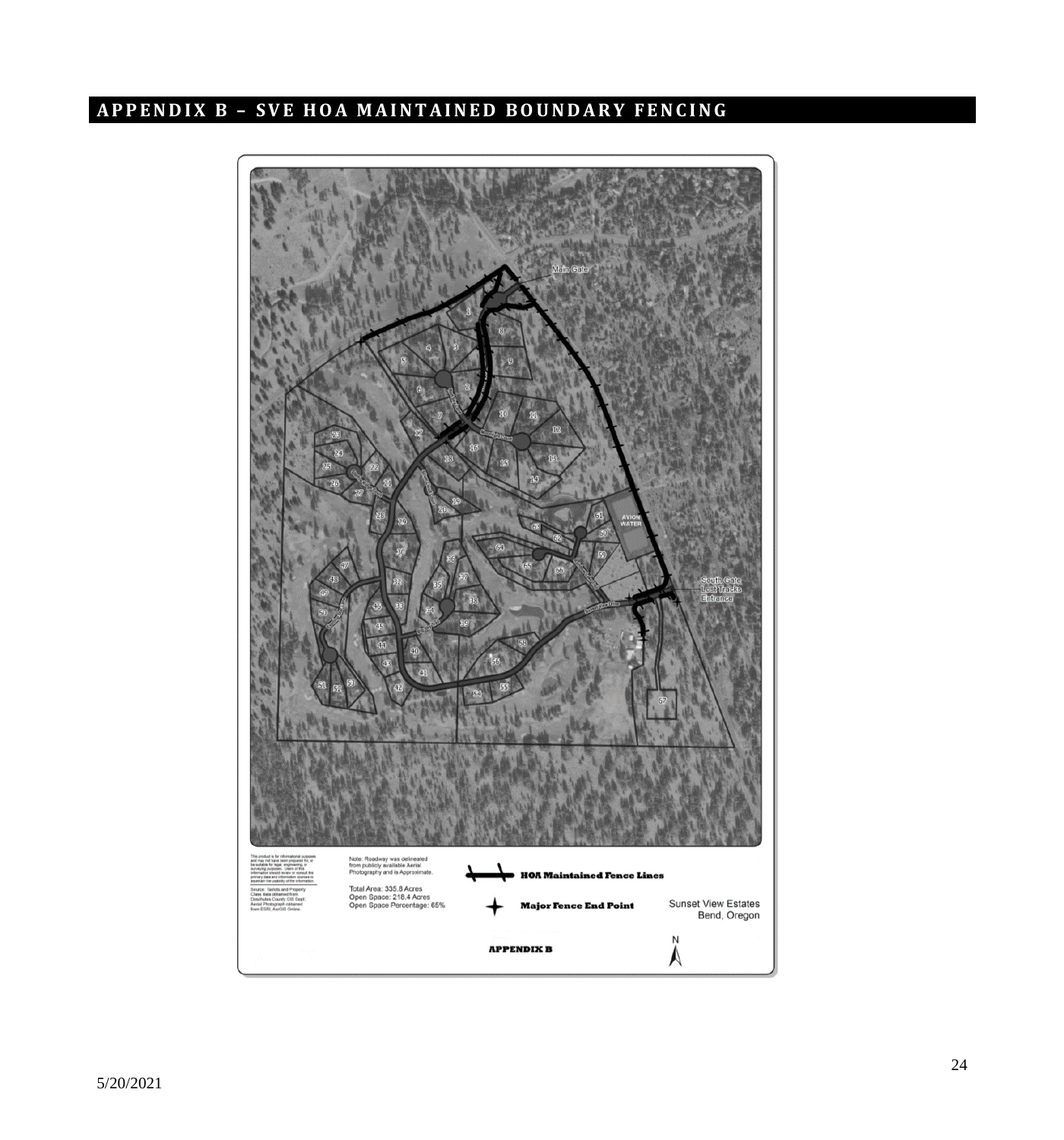## APPENDIX B – SVE HOA MAINTAINED BOUNDARY FENCING

Main Gate

AVION WATER

South Gate Lost Tracks Entrance

This product is for informational purposes and may not have been prepared for, or be suitable for legal, engineering, or surveying purposes. Users of this information should review or consult the primary data and information sources to ascertain the usability of the information.

Source: Taxlots and Property Class data obtained from Deschutes County GIS Dept. Aerial Photograph obtained from ESRI, ArcGIS Online.

Note: Roadway was delineated from publicly available Aerial Photography and is Approximate.

Total Area: 335.8 Acres
Open Space: 218.4 Acres
Open Space Percentage: 65%

HOA Maintained Fence Lines

Major Fence End Point

Sunset View Estates
Bend, Oregon

APPENDIX B

N

5/20/2021